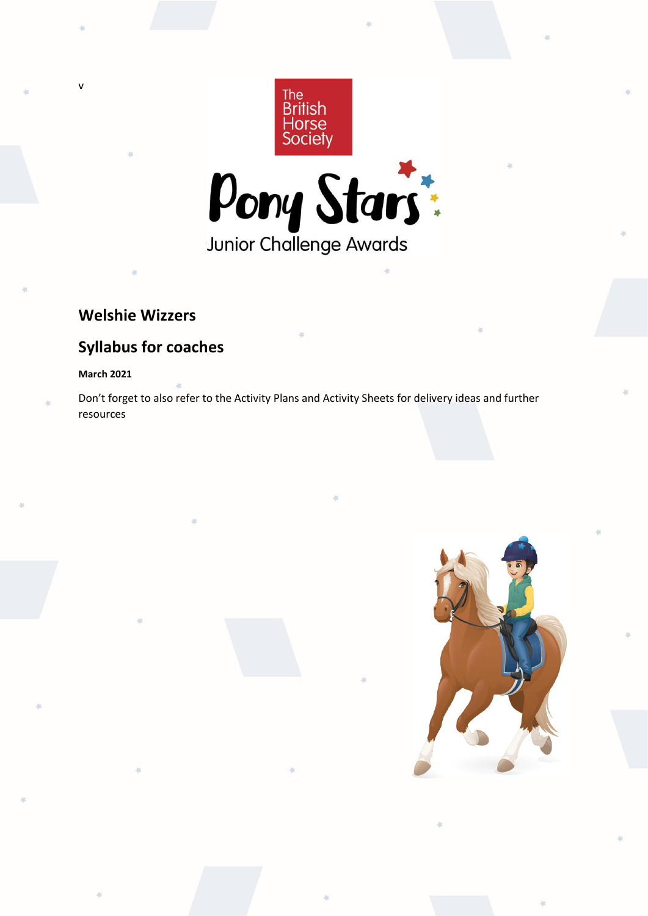v

The British Horse Society

Pony Stars

Junior Challenge Awards

## Welshie Wizzers

## Syllabus for coaches

**March 2021**

Don't forget to also refer to the Activity Plans and Activity Sheets for delivery ideas and further resources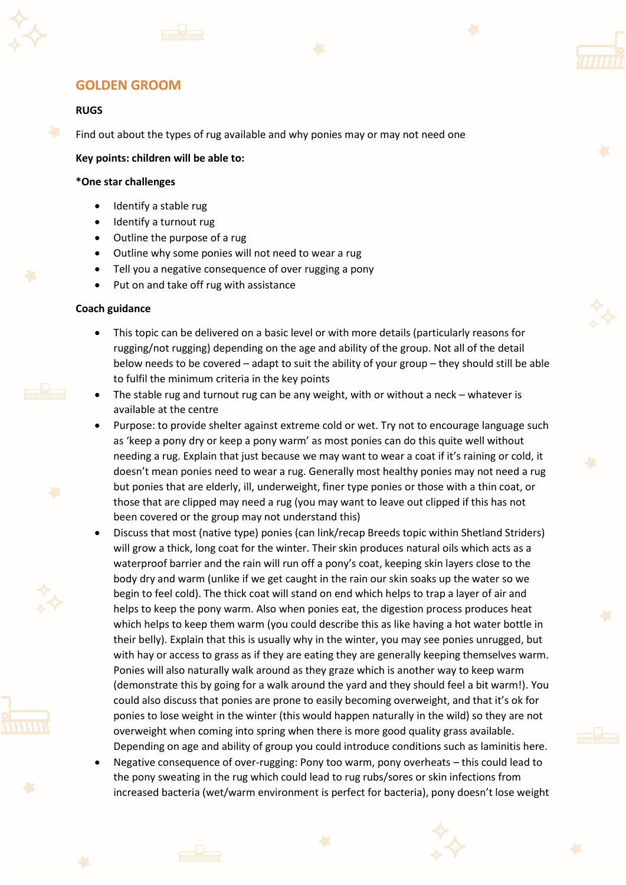## GOLDEN GROOM

### RUGS

Find out about the types of rug available and why ponies may or may not need one

**Key points: children will be able to:**

**\*One star challenges**

- Identify a stable rug
- Identify a turnout rug
- Outline the purpose of a rug
- Outline why some ponies will not need to wear a rug
- Tell you a negative consequence of over rugging a pony
- Put on and take off rug with assistance

**Coach guidance**

- This topic can be delivered on a basic level or with more details (particularly reasons for rugging/not rugging) depending on the age and ability of the group. Not all of the detail below needs to be covered – adapt to suit the ability of your group – they should still be able to fulfil the minimum criteria in the key points
- The stable rug and turnout rug can be any weight, with or without a neck – whatever is available at the centre
- Purpose: to provide shelter against extreme cold or wet. Try not to encourage language such as 'keep a pony dry or keep a pony warm' as most ponies can do this quite well without needing a rug. Explain that just because we may want to wear a coat if it's raining or cold, it doesn't mean ponies need to wear a rug. Generally most healthy ponies may not need a rug but ponies that are elderly, ill, underweight, finer type ponies or those with a thin coat, or those that are clipped may need a rug (you may want to leave out clipped if this has not been covered or the group may not understand this)
- Discuss that most (native type) ponies (can link/recap Breeds topic within Shetland Striders) will grow a thick, long coat for the winter. Their skin produces natural oils which acts as a waterproof barrier and the rain will run off a pony's coat, keeping skin layers close to the body dry and warm (unlike if we get caught in the rain our skin soaks up the water so we begin to feel cold). The thick coat will stand on end which helps to trap a layer of air and helps to keep the pony warm. Also when ponies eat, the digestion process produces heat which helps to keep them warm (you could describe this as like having a hot water bottle in their belly). Explain that this is usually why in the winter, you may see ponies unrugged, but with hay or access to grass as if they are eating they are generally keeping themselves warm. Ponies will also naturally walk around as they graze which is another way to keep warm (demonstrate this by going for a walk around the yard and they should feel a bit warm!). You could also discuss that ponies are prone to easily becoming overweight, and that it's ok for ponies to lose weight in the winter (this would happen naturally in the wild) so they are not overweight when coming into spring when there is more good quality grass available. Depending on age and ability of group you could introduce conditions such as laminitis here.
- Negative consequence of over-rugging: Pony too warm, pony overheats – this could lead to the pony sweating in the rug which could lead to rug rubs/sores or skin infections from increased bacteria (wet/warm environment is perfect for bacteria), pony doesn't lose weight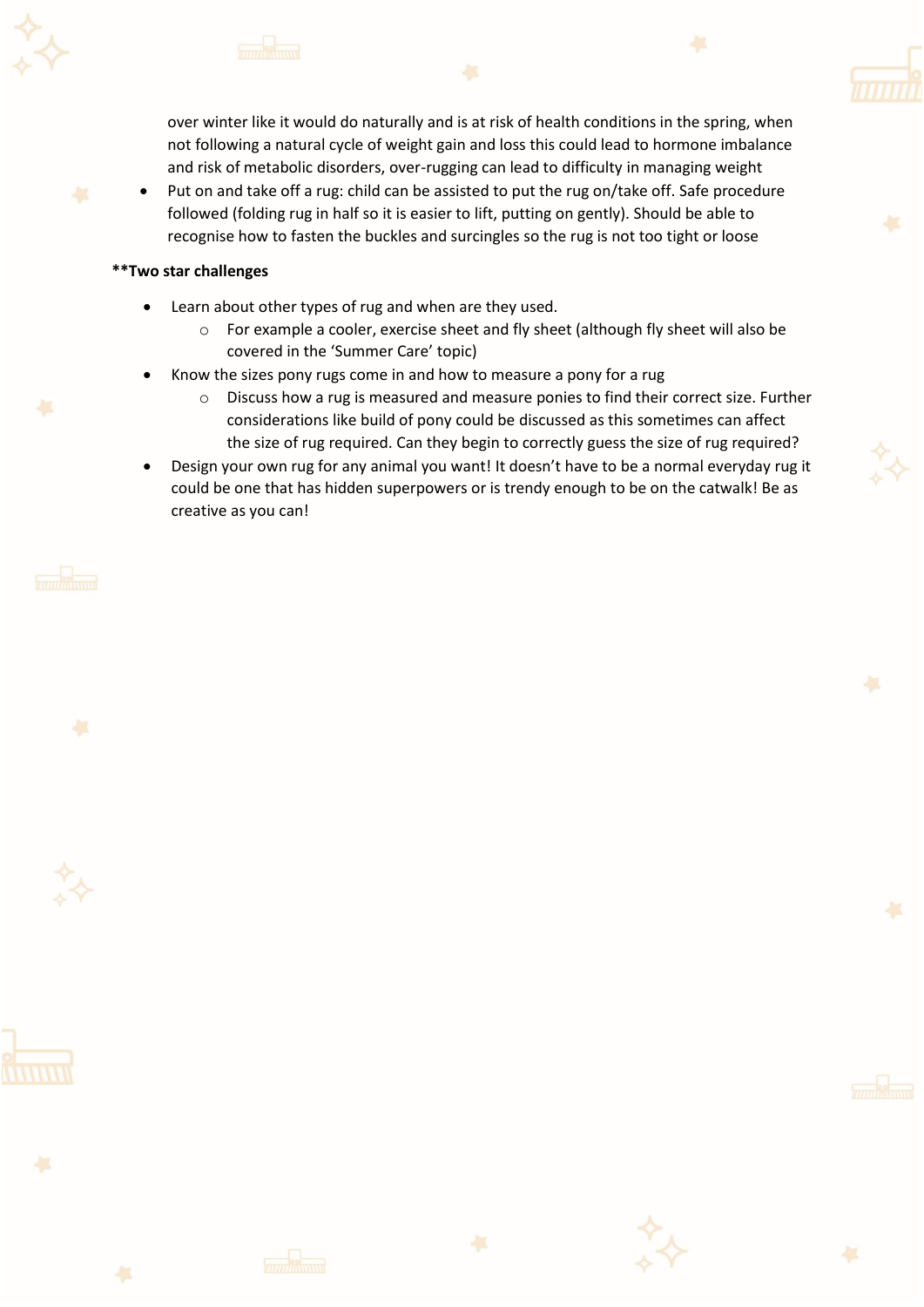over winter like it would do naturally and is at risk of health conditions in the spring, when not following a natural cycle of weight gain and loss this could lead to hormone imbalance and risk of metabolic disorders, over-rugging can lead to difficulty in managing weight

- Put on and take off a rug: child can be assisted to put the rug on/take off. Safe procedure followed (folding rug in half so it is easier to lift, putting on gently). Should be able to recognise how to fasten the buckles and surcingles so the rug is not too tight or loose

**Two star challenges

- Learn about other types of rug and when are they used.
  - For example a cooler, exercise sheet and fly sheet (although fly sheet will also be covered in the 'Summer Care' topic)
- Know the sizes pony rugs come in and how to measure a pony for a rug
  - Discuss how a rug is measured and measure ponies to find their correct size. Further considerations like build of pony could be discussed as this sometimes can affect the size of rug required. Can they begin to correctly guess the size of rug required?
- Design your own rug for any animal you want! It doesn't have to be a normal everyday rug it could be one that has hidden superpowers or is trendy enough to be on the catwalk! Be as creative as you can!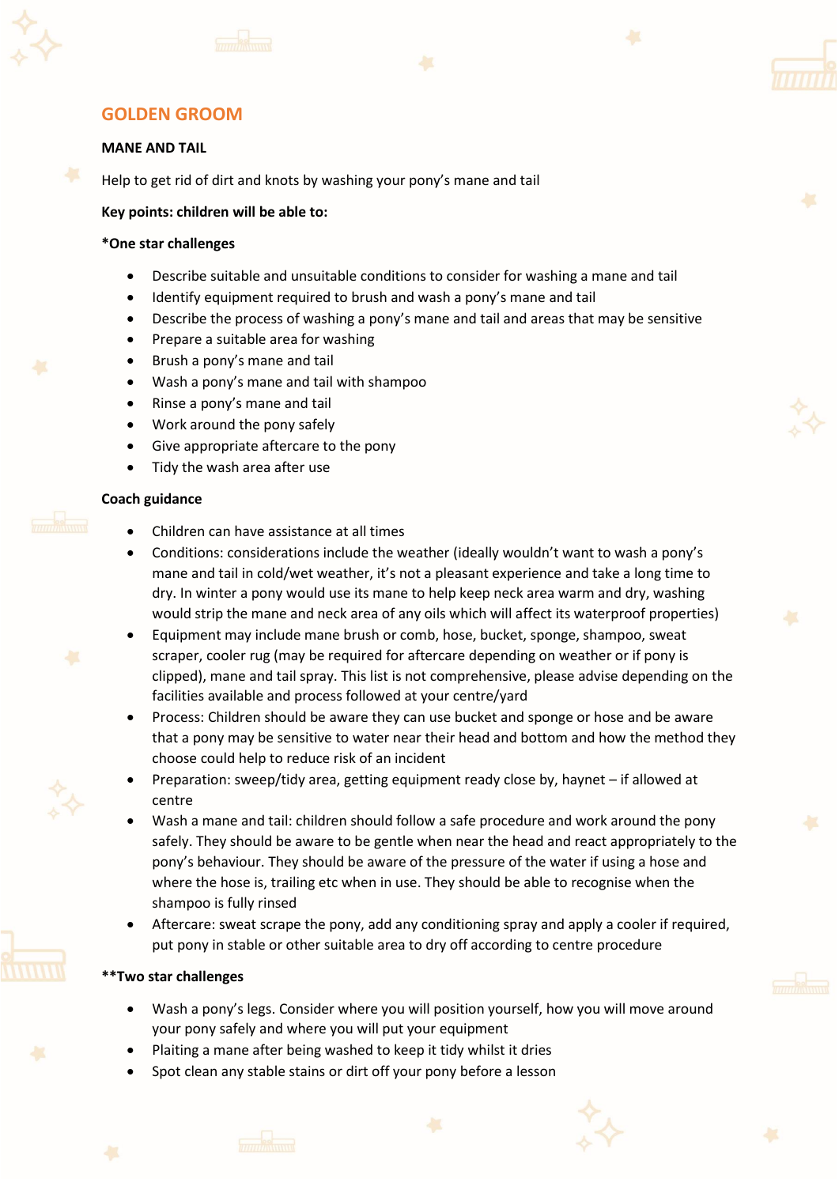## GOLDEN GROOM

### MANE AND TAIL

Help to get rid of dirt and knots by washing your pony's mane and tail

**Key points: children will be able to:**

**\*One star challenges**

- Describe suitable and unsuitable conditions to consider for washing a mane and tail
- Identify equipment required to brush and wash a pony's mane and tail
- Describe the process of washing a pony's mane and tail and areas that may be sensitive
- Prepare a suitable area for washing
- Brush a pony's mane and tail
- Wash a pony's mane and tail with shampoo
- Rinse a pony's mane and tail
- Work around the pony safely
- Give appropriate aftercare to the pony
- Tidy the wash area after use

**Coach guidance**

- Children can have assistance at all times
- Conditions: considerations include the weather (ideally wouldn't want to wash a pony's mane and tail in cold/wet weather, it's not a pleasant experience and take a long time to dry. In winter a pony would use its mane to help keep neck area warm and dry, washing would strip the mane and neck area of any oils which will affect its waterproof properties)
- Equipment may include mane brush or comb, hose, bucket, sponge, shampoo, sweat scraper, cooler rug (may be required for aftercare depending on weather or if pony is clipped), mane and tail spray. This list is not comprehensive, please advise depending on the facilities available and process followed at your centre/yard
- Process: Children should be aware they can use bucket and sponge or hose and be aware that a pony may be sensitive to water near their head and bottom and how the method they choose could help to reduce risk of an incident
- Preparation: sweep/tidy area, getting equipment ready close by, haynet – if allowed at centre
- Wash a mane and tail: children should follow a safe procedure and work around the pony safely. They should be aware to be gentle when near the head and react appropriately to the pony's behaviour. They should be aware of the pressure of the water if using a hose and where the hose is, trailing etc when in use. They should be able to recognise when the shampoo is fully rinsed
- Aftercare: sweat scrape the pony, add any conditioning spray and apply a cooler if required, put pony in stable or other suitable area to dry off according to centre procedure

**\*\*Two star challenges**

- Wash a pony's legs. Consider where you will position yourself, how you will move around your pony safely and where you will put your equipment
- Plaiting a mane after being washed to keep it tidy whilst it dries
- Spot clean any stable stains or dirt off your pony before a lesson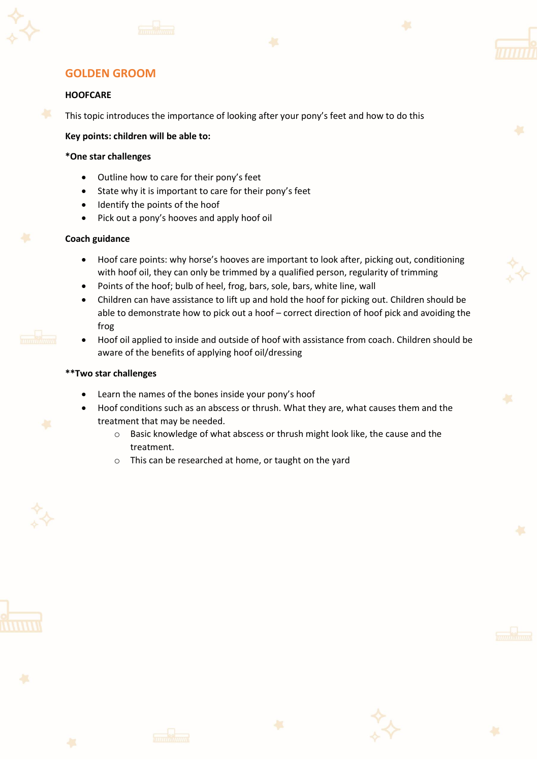## GOLDEN GROOM

### HOOFCARE

This topic introduces the importance of looking after your pony's feet and how to do this

**Key points: children will be able to:**

**\*One star challenges**

- Outline how to care for their pony's feet
- State why it is important to care for their pony's feet
- Identify the points of the hoof
- Pick out a pony's hooves and apply hoof oil

**Coach guidance**

- Hoof care points: why horse's hooves are important to look after, picking out, conditioning with hoof oil, they can only be trimmed by a qualified person, regularity of trimming
- Points of the hoof; bulb of heel, frog, bars, sole, bars, white line, wall
- Children can have assistance to lift up and hold the hoof for picking out. Children should be able to demonstrate how to pick out a hoof – correct direction of hoof pick and avoiding the frog
- Hoof oil applied to inside and outside of hoof with assistance from coach. Children should be aware of the benefits of applying hoof oil/dressing

**\*\*Two star challenges**

- Learn the names of the bones inside your pony's hoof
- Hoof conditions such as an abscess or thrush. What they are, what causes them and the treatment that may be needed.
  - Basic knowledge of what abscess or thrush might look like, the cause and the treatment.
  - This can be researched at home, or taught on the yard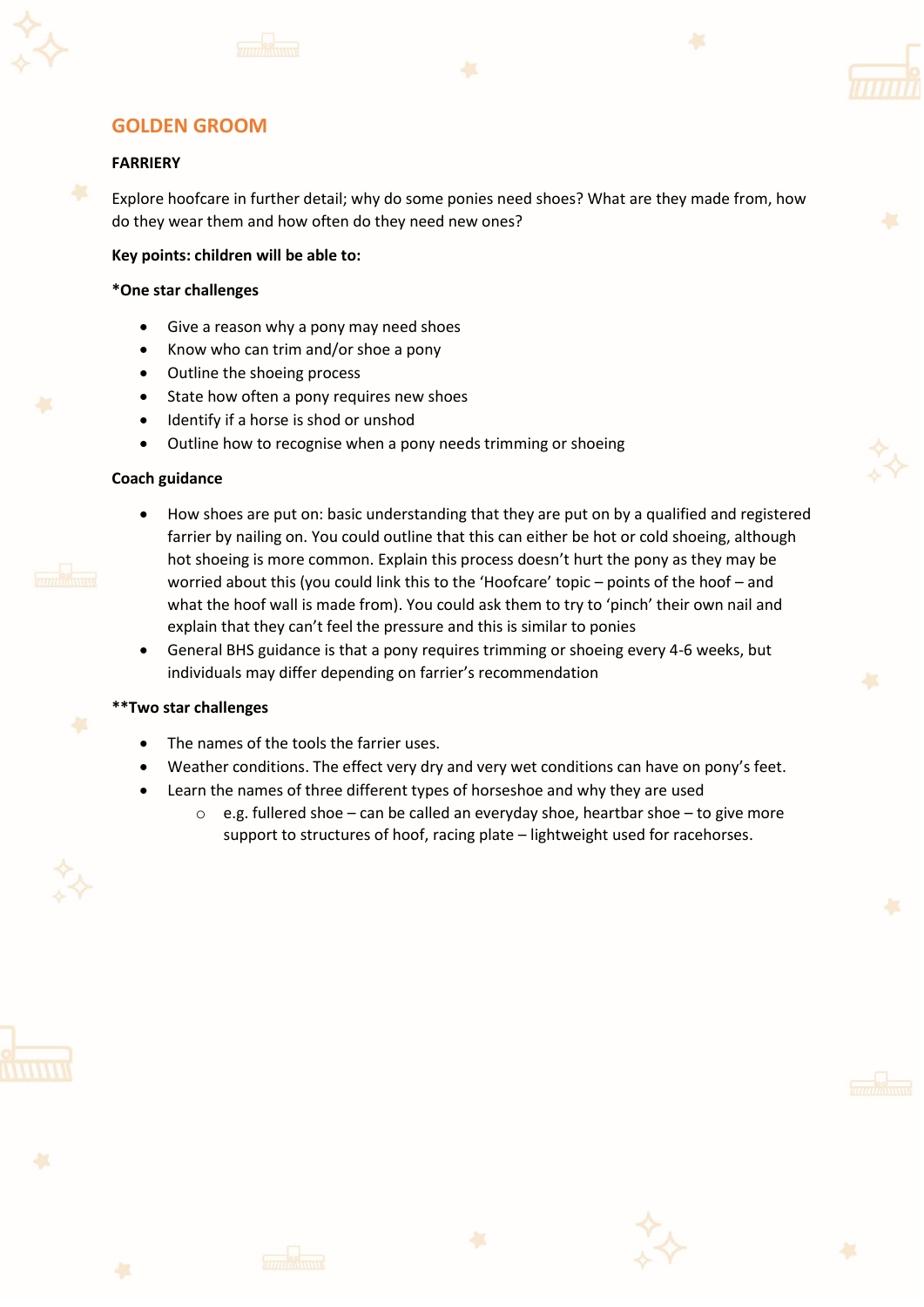## GOLDEN GROOM

### FARRIERY

Explore hoofcare in further detail; why do some ponies need shoes? What are they made from, how do they wear them and how often do they need new ones?

**Key points: children will be able to:**

**\*One star challenges**

- Give a reason why a pony may need shoes
- Know who can trim and/or shoe a pony
- Outline the shoeing process
- State how often a pony requires new shoes
- Identify if a horse is shod or unshod
- Outline how to recognise when a pony needs trimming or shoeing

**Coach guidance**

- How shoes are put on: basic understanding that they are put on by a qualified and registered farrier by nailing on. You could outline that this can either be hot or cold shoeing, although hot shoeing is more common. Explain this process doesn't hurt the pony as they may be worried about this (you could link this to the 'Hoofcare' topic – points of the hoof – and what the hoof wall is made from). You could ask them to try to 'pinch' their own nail and explain that they can't feel the pressure and this is similar to ponies
- General BHS guidance is that a pony requires trimming or shoeing every 4-6 weeks, but individuals may differ depending on farrier's recommendation

**\*\*Two star challenges**

- The names of the tools the farrier uses.
- Weather conditions. The effect very dry and very wet conditions can have on pony's feet.
- Learn the names of three different types of horseshoe and why they are used
  - e.g. fullered shoe – can be called an everyday shoe, heartbar shoe – to give more support to structures of hoof, racing plate – lightweight used for racehorses.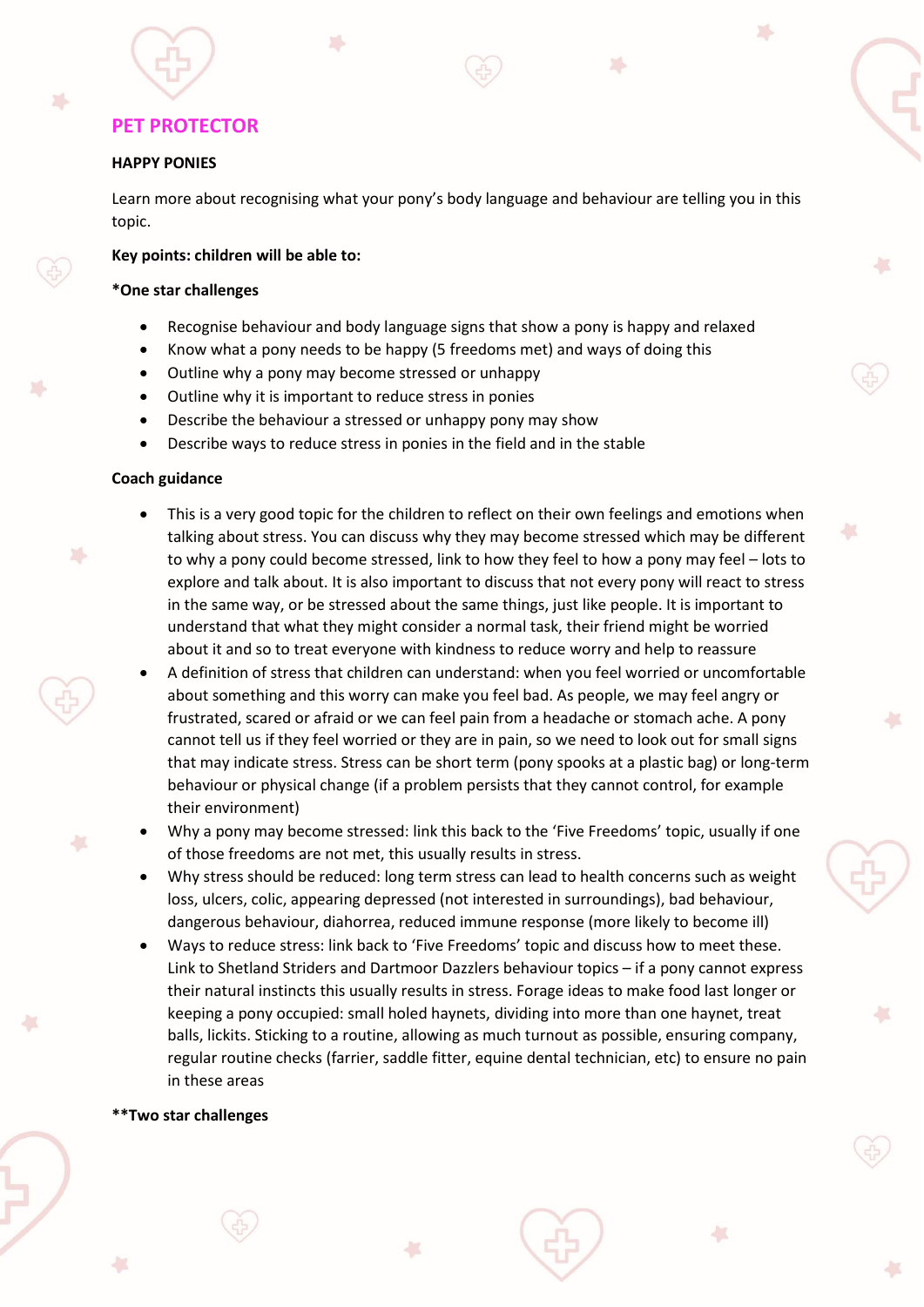## PET PROTECTOR

### HAPPY PONIES

Learn more about recognising what your pony's body language and behaviour are telling you in this topic.

**Key points: children will be able to:**

**\*One star challenges**

- Recognise behaviour and body language signs that show a pony is happy and relaxed
- Know what a pony needs to be happy (5 freedoms met) and ways of doing this
- Outline why a pony may become stressed or unhappy
- Outline why it is important to reduce stress in ponies
- Describe the behaviour a stressed or unhappy pony may show
- Describe ways to reduce stress in ponies in the field and in the stable

**Coach guidance**

- This is a very good topic for the children to reflect on their own feelings and emotions when talking about stress. You can discuss why they may become stressed which may be different to why a pony could become stressed, link to how they feel to how a pony may feel – lots to explore and talk about. It is also important to discuss that not every pony will react to stress in the same way, or be stressed about the same things, just like people. It is important to understand that what they might consider a normal task, their friend might be worried about it and so to treat everyone with kindness to reduce worry and help to reassure
- A definition of stress that children can understand: when you feel worried or uncomfortable about something and this worry can make you feel bad. As people, we may feel angry or frustrated, scared or afraid or we can feel pain from a headache or stomach ache. A pony cannot tell us if they feel worried or they are in pain, so we need to look out for small signs that may indicate stress. Stress can be short term (pony spooks at a plastic bag) or long-term behaviour or physical change (if a problem persists that they cannot control, for example their environment)
- Why a pony may become stressed: link this back to the 'Five Freedoms' topic, usually if one of those freedoms are not met, this usually results in stress.
- Why stress should be reduced: long term stress can lead to health concerns such as weight loss, ulcers, colic, appearing depressed (not interested in surroundings), bad behaviour, dangerous behaviour, diahorrea, reduced immune response (more likely to become ill)
- Ways to reduce stress: link back to 'Five Freedoms' topic and discuss how to meet these. Link to Shetland Striders and Dartmoor Dazzlers behaviour topics – if a pony cannot express their natural instincts this usually results in stress. Forage ideas to make food last longer or keeping a pony occupied: small holed haynets, dividing into more than one haynet, treat balls, lickits. Sticking to a routine, allowing as much turnout as possible, ensuring company, regular routine checks (farrier, saddle fitter, equine dental technician, etc) to ensure no pain in these areas

**\*\*Two star challenges**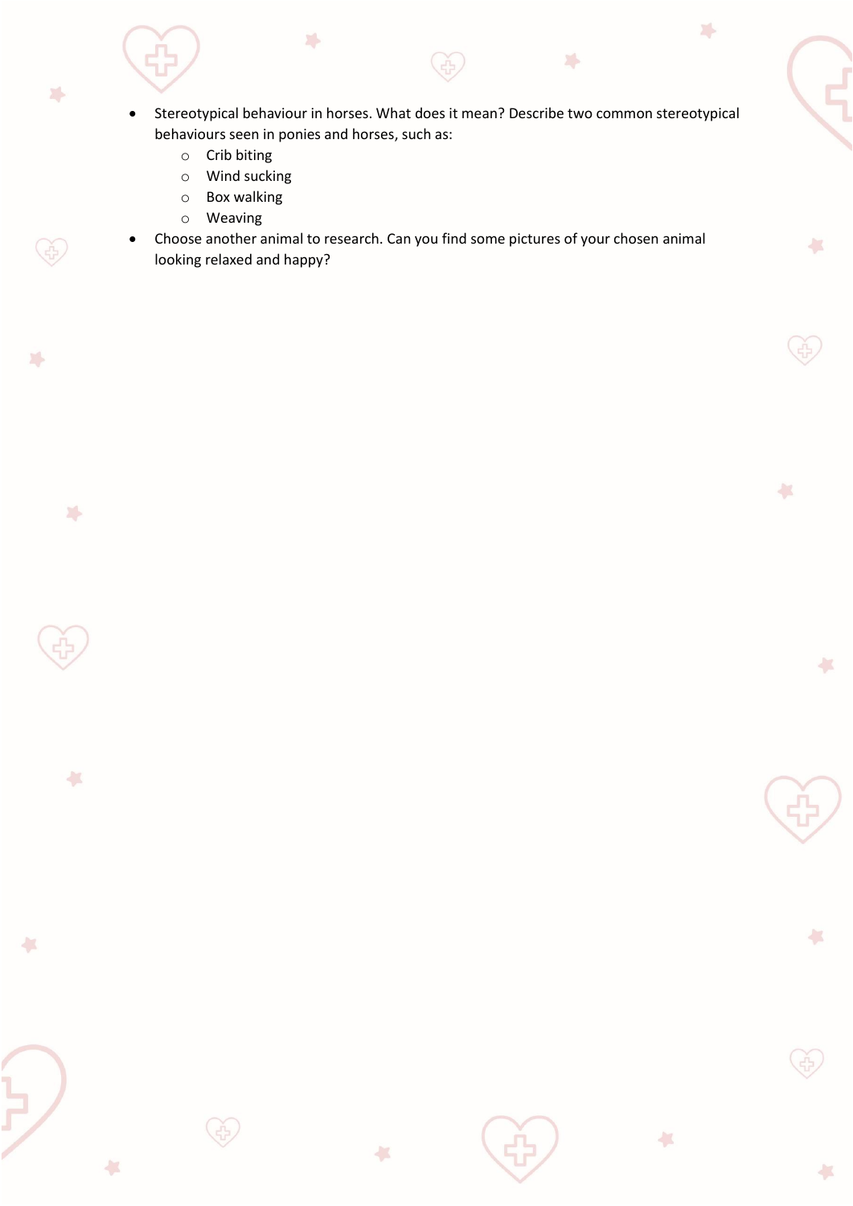- Stereotypical behaviour in horses. What does it mean? Describe two common stereotypical behaviours seen in ponies and horses, such as:
  - Crib biting
  - Wind sucking
  - Box walking
  - Weaving
- Choose another animal to research. Can you find some pictures of your chosen animal looking relaxed and happy?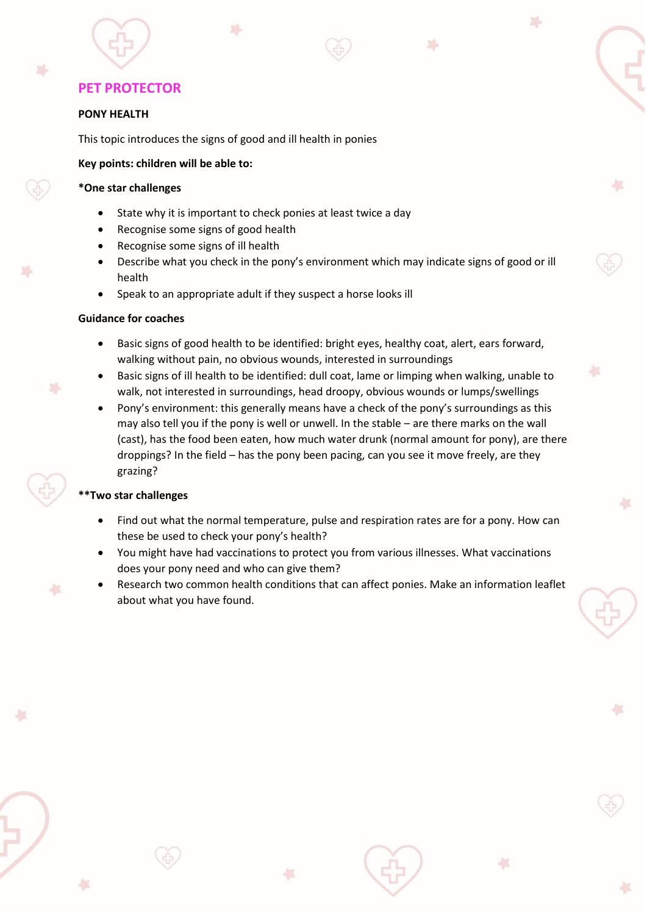# PET PROTECTOR

**PONY HEALTH**

This topic introduces the signs of good and ill health in ponies

**Key points: children will be able to:**

**\*One star challenges**

- State why it is important to check ponies at least twice a day
- Recognise some signs of good health
- Recognise some signs of ill health
- Describe what you check in the pony's environment which may indicate signs of good or ill health
- Speak to an appropriate adult if they suspect a horse looks ill

**Guidance for coaches**

- Basic signs of good health to be identified: bright eyes, healthy coat, alert, ears forward, walking without pain, no obvious wounds, interested in surroundings
- Basic signs of ill health to be identified: dull coat, lame or limping when walking, unable to walk, not interested in surroundings, head droopy, obvious wounds or lumps/swellings
- Pony's environment: this generally means have a check of the pony's surroundings as this may also tell you if the pony is well or unwell. In the stable – are there marks on the wall (cast), has the food been eaten, how much water drunk (normal amount for pony), are there droppings? In the field – has the pony been pacing, can you see it move freely, are they grazing?

**\*\*Two star challenges**

- Find out what the normal temperature, pulse and respiration rates are for a pony. How can these be used to check your pony's health?
- You might have had vaccinations to protect you from various illnesses. What vaccinations does your pony need and who can give them?
- Research two common health conditions that can affect ponies. Make an information leaflet about what you have found.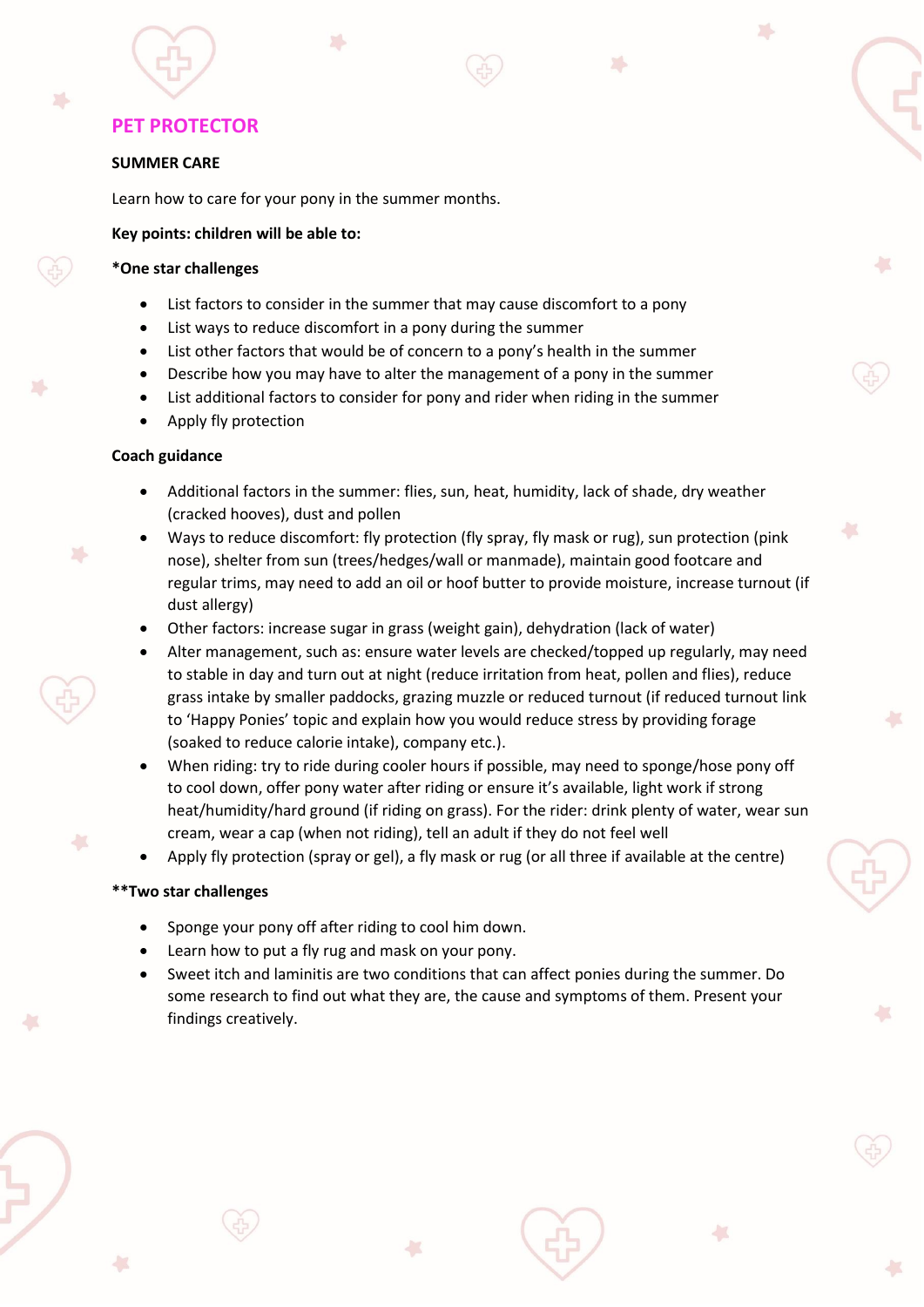## PET PROTECTOR

**SUMMER CARE**

Learn how to care for your pony in the summer months.

**Key points: children will be able to:**

**\*One star challenges**

- List factors to consider in the summer that may cause discomfort to a pony
- List ways to reduce discomfort in a pony during the summer
- List other factors that would be of concern to a pony's health in the summer
- Describe how you may have to alter the management of a pony in the summer
- List additional factors to consider for pony and rider when riding in the summer
- Apply fly protection

**Coach guidance**

- Additional factors in the summer: flies, sun, heat, humidity, lack of shade, dry weather (cracked hooves), dust and pollen
- Ways to reduce discomfort: fly protection (fly spray, fly mask or rug), sun protection (pink nose), shelter from sun (trees/hedges/wall or manmade), maintain good footcare and regular trims, may need to add an oil or hoof butter to provide moisture, increase turnout (if dust allergy)
- Other factors: increase sugar in grass (weight gain), dehydration (lack of water)
- Alter management, such as: ensure water levels are checked/topped up regularly, may need to stable in day and turn out at night (reduce irritation from heat, pollen and flies), reduce grass intake by smaller paddocks, grazing muzzle or reduced turnout (if reduced turnout link to 'Happy Ponies' topic and explain how you would reduce stress by providing forage (soaked to reduce calorie intake), company etc.).
- When riding: try to ride during cooler hours if possible, may need to sponge/hose pony off to cool down, offer pony water after riding or ensure it's available, light work if strong heat/humidity/hard ground (if riding on grass). For the rider: drink plenty of water, wear sun cream, wear a cap (when not riding), tell an adult if they do not feel well
- Apply fly protection (spray or gel), a fly mask or rug (or all three if available at the centre)

**\*\*Two star challenges**

- Sponge your pony off after riding to cool him down.
- Learn how to put a fly rug and mask on your pony.
- Sweet itch and laminitis are two conditions that can affect ponies during the summer. Do some research to find out what they are, the cause and symptoms of them. Present your findings creatively.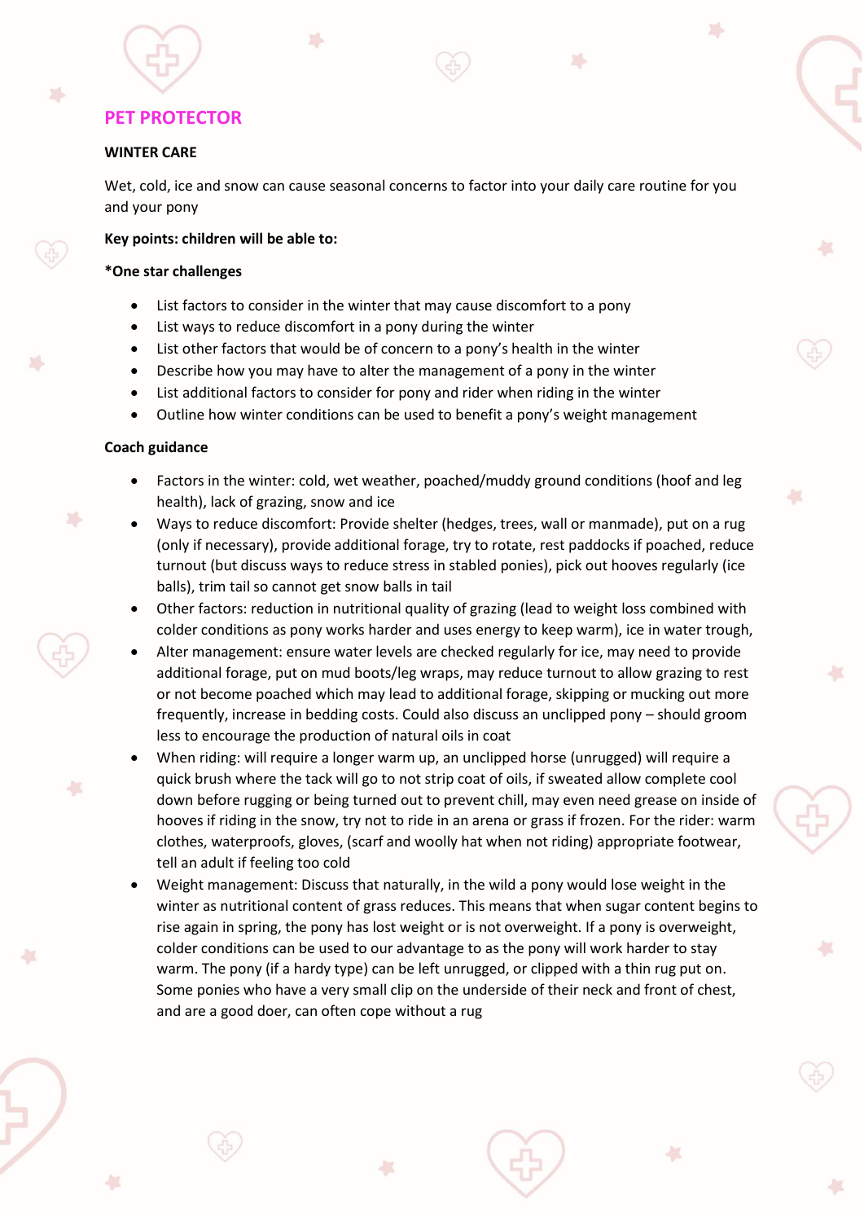## PET PROTECTOR

**WINTER CARE**

Wet, cold, ice and snow can cause seasonal concerns to factor into your daily care routine for you and your pony

**Key points: children will be able to:**

***One star challenges**

- List factors to consider in the winter that may cause discomfort to a pony
- List ways to reduce discomfort in a pony during the winter
- List other factors that would be of concern to a pony's health in the winter
- Describe how you may have to alter the management of a pony in the winter
- List additional factors to consider for pony and rider when riding in the winter
- Outline how winter conditions can be used to benefit a pony's weight management

**Coach guidance**

- Factors in the winter: cold, wet weather, poached/muddy ground conditions (hoof and leg health), lack of grazing, snow and ice
- Ways to reduce discomfort: Provide shelter (hedges, trees, wall or manmade), put on a rug (only if necessary), provide additional forage, try to rotate, rest paddocks if poached, reduce turnout (but discuss ways to reduce stress in stabled ponies), pick out hooves regularly (ice balls), trim tail so cannot get snow balls in tail
- Other factors: reduction in nutritional quality of grazing (lead to weight loss combined with colder conditions as pony works harder and uses energy to keep warm), ice in water trough,
- Alter management: ensure water levels are checked regularly for ice, may need to provide additional forage, put on mud boots/leg wraps, may reduce turnout to allow grazing to rest or not become poached which may lead to additional forage, skipping or mucking out more frequently, increase in bedding costs. Could also discuss an unclipped pony – should groom less to encourage the production of natural oils in coat
- When riding: will require a longer warm up, an unclipped horse (unrugged) will require a quick brush where the tack will go to not strip coat of oils, if sweated allow complete cool down before rugging or being turned out to prevent chill, may even need grease on inside of hooves if riding in the snow, try not to ride in an arena or grass if frozen. For the rider: warm clothes, waterproofs, gloves, (scarf and woolly hat when not riding) appropriate footwear, tell an adult if feeling too cold
- Weight management: Discuss that naturally, in the wild a pony would lose weight in the winter as nutritional content of grass reduces. This means that when sugar content begins to rise again in spring, the pony has lost weight or is not overweight. If a pony is overweight, colder conditions can be used to our advantage to as the pony will work harder to stay warm. The pony (if a hardy type) can be left unrugged, or clipped with a thin rug put on. Some ponies who have a very small clip on the underside of their neck and front of chest, and are a good doer, can often cope without a rug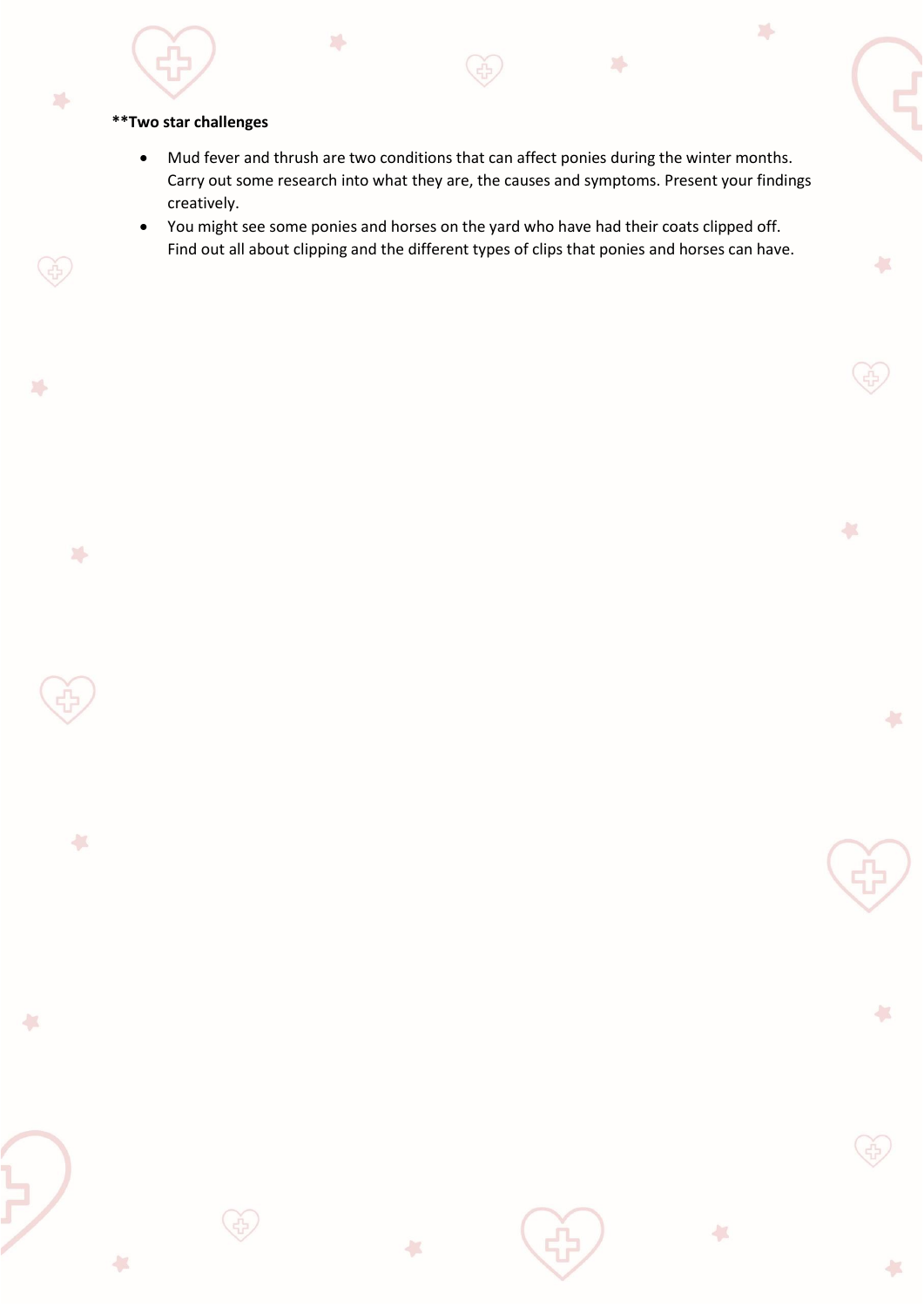**Two star challenges**

- Mud fever and thrush are two conditions that can affect ponies during the winter months. Carry out some research into what they are, the causes and symptoms. Present your findings creatively.
- You might see some ponies and horses on the yard who have had their coats clipped off. Find out all about clipping and the different types of clips that ponies and horses can have.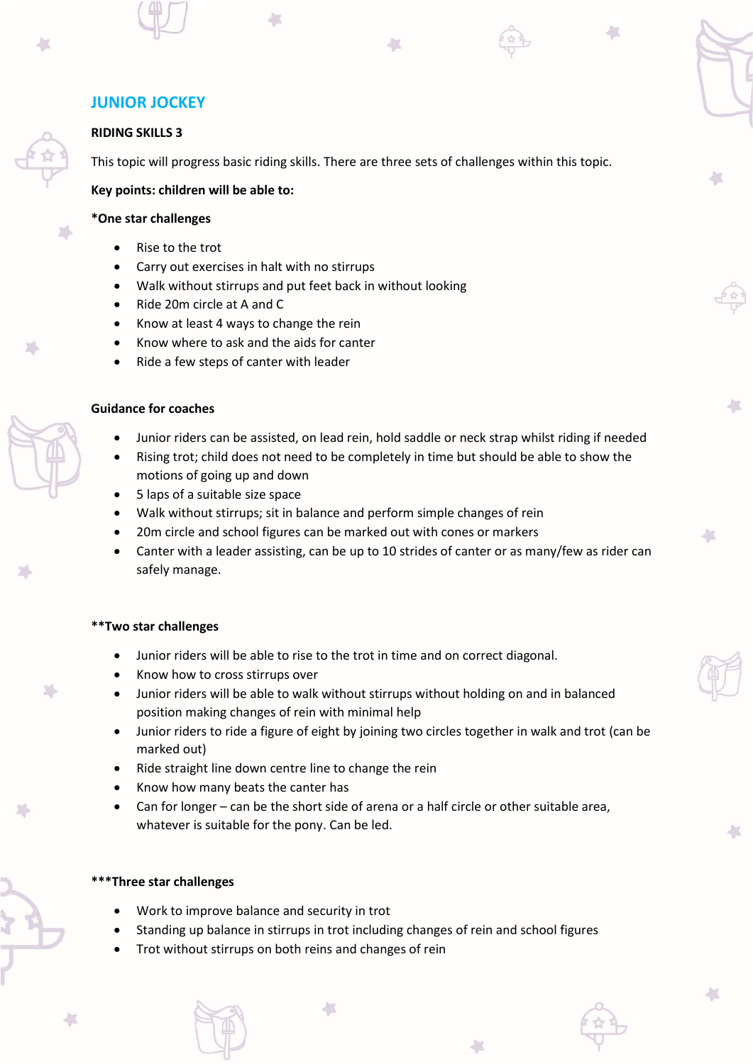## JUNIOR JOCKEY

**RIDING SKILLS 3**

This topic will progress basic riding skills. There are three sets of challenges within this topic.

**Key points: children will be able to:**

***One star challenges**

- Rise to the trot
- Carry out exercises in halt with no stirrups
- Walk without stirrups and put feet back in without looking
- Ride 20m circle at A and C
- Know at least 4 ways to change the rein
- Know where to ask and the aids for canter
- Ride a few steps of canter with leader

**Guidance for coaches**

- Junior riders can be assisted, on lead rein, hold saddle or neck strap whilst riding if needed
- Rising trot; child does not need to be completely in time but should be able to show the motions of going up and down
- 5 laps of a suitable size space
- Walk without stirrups; sit in balance and perform simple changes of rein
- 20m circle and school figures can be marked out with cones or markers
- Canter with a leader assisting, can be up to 10 strides of canter or as many/few as rider can safely manage.

****Two star challenges**

- Junior riders will be able to rise to the trot in time and on correct diagonal.
- Know how to cross stirrups over
- Junior riders will be able to walk without stirrups without holding on and in balanced position making changes of rein with minimal help
- Junior riders to ride a figure of eight by joining two circles together in walk and trot (can be marked out)
- Ride straight line down centre line to change the rein
- Know how many beats the canter has
- Can for longer – can be the short side of arena or a half circle or other suitable area, whatever is suitable for the pony. Can be led.

*****Three star challenges**

- Work to improve balance and security in trot
- Standing up balance in stirrups in trot including changes of rein and school figures
- Trot without stirrups on both reins and changes of rein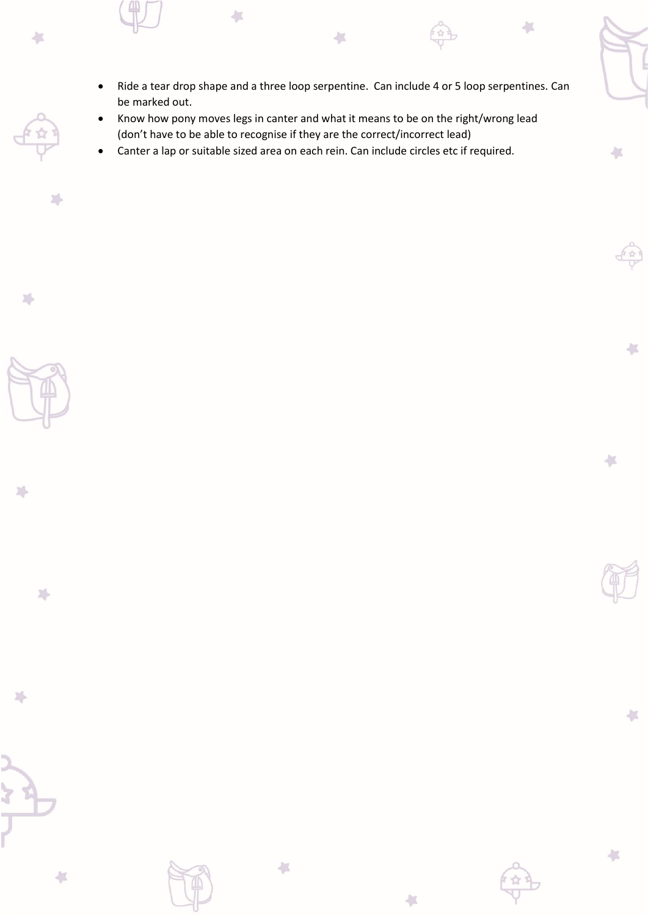- Ride a tear drop shape and a three loop serpentine.  Can include 4 or 5 loop serpentines. Can be marked out.
- Know how pony moves legs in canter and what it means to be on the right/wrong lead (don’t have to be able to recognise if they are the correct/incorrect lead)
- Canter a lap or suitable sized area on each rein. Can include circles etc if required.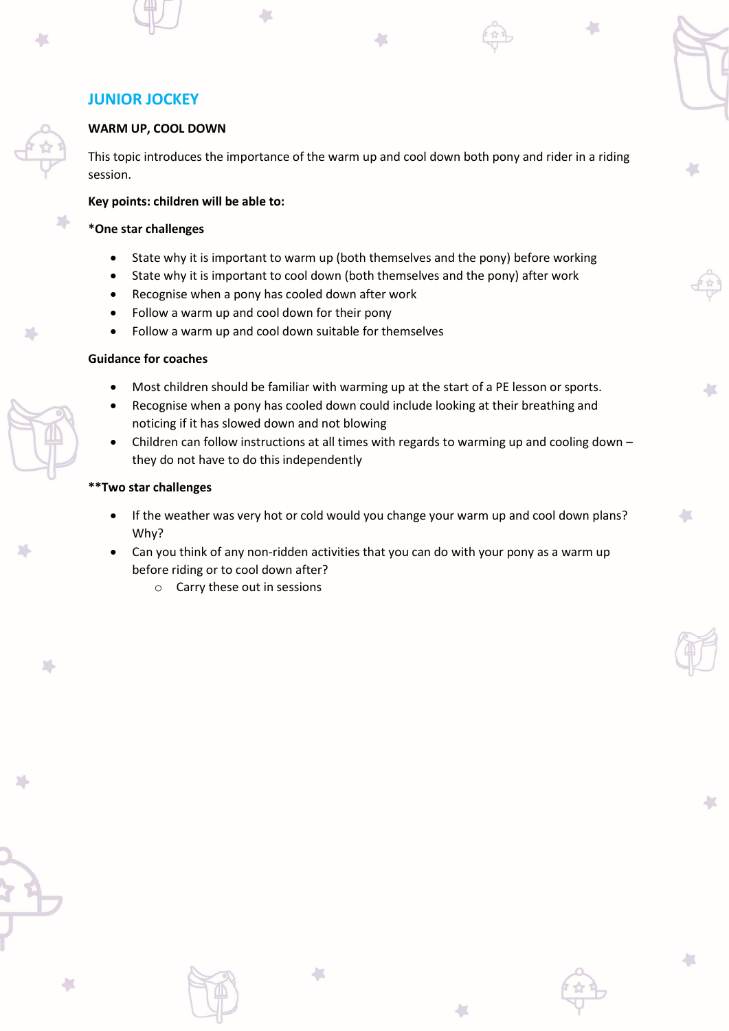## JUNIOR JOCKEY

### WARM UP, COOL DOWN

This topic introduces the importance of the warm up and cool down both pony and rider in a riding session.

**Key points: children will be able to:**

**\*One star challenges**

- State why it is important to warm up (both themselves and the pony) before working
- State why it is important to cool down (both themselves and the pony) after work
- Recognise when a pony has cooled down after work
- Follow a warm up and cool down for their pony
- Follow a warm up and cool down suitable for themselves

**Guidance for coaches**

- Most children should be familiar with warming up at the start of a PE lesson or sports.
- Recognise when a pony has cooled down could include looking at their breathing and noticing if it has slowed down and not blowing
- Children can follow instructions at all times with regards to warming up and cooling down – they do not have to do this independently

**\*\*Two star challenges**

- If the weather was very hot or cold would you change your warm up and cool down plans? Why?
- Can you think of any non-ridden activities that you can do with your pony as a warm up before riding or to cool down after?
    - Carry these out in sessions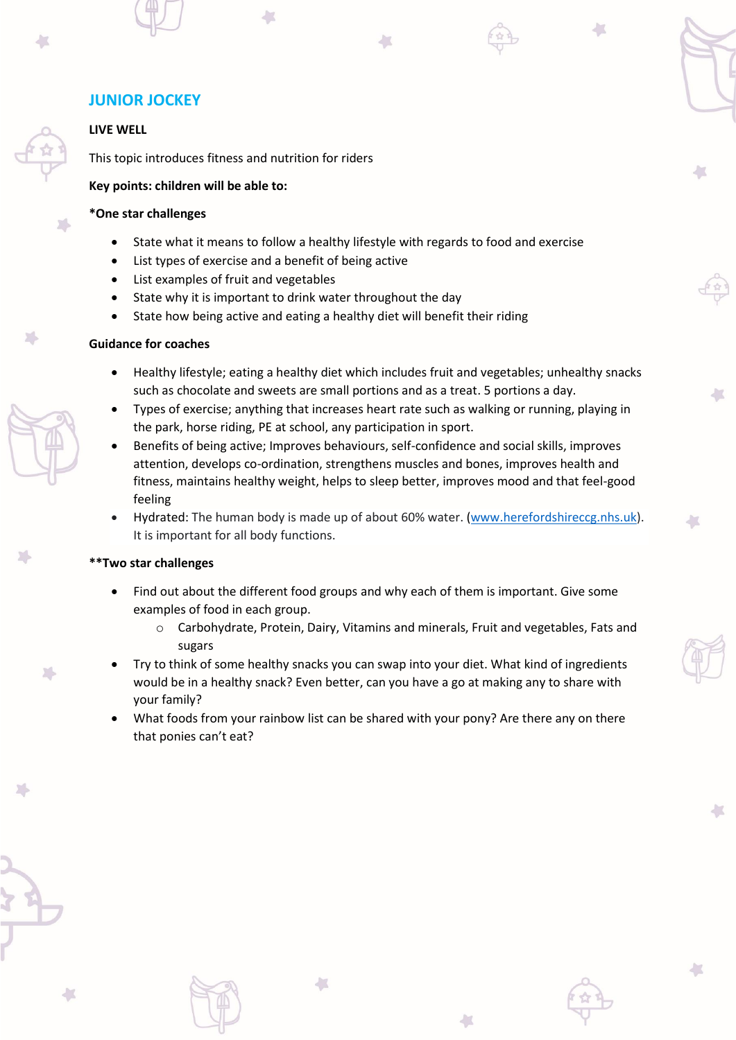## JUNIOR JOCKEY

**LIVE WELL**

This topic introduces fitness and nutrition for riders

**Key points: children will be able to:**

**\*One star challenges**

- State what it means to follow a healthy lifestyle with regards to food and exercise
- List types of exercise and a benefit of being active
- List examples of fruit and vegetables
- State why it is important to drink water throughout the day
- State how being active and eating a healthy diet will benefit their riding

**Guidance for coaches**

- Healthy lifestyle; eating a healthy diet which includes fruit and vegetables; unhealthy snacks such as chocolate and sweets are small portions and as a treat. 5 portions a day.
- Types of exercise; anything that increases heart rate such as walking or running, playing in the park, horse riding, PE at school, any participation in sport.
- Benefits of being active; Improves behaviours, self-confidence and social skills, improves attention, develops co-ordination, strengthens muscles and bones, improves health and fitness, maintains healthy weight, helps to sleep better, improves mood and that feel-good feeling
- Hydrated: The human body is made up of about 60% water. (www.herefordshireccg.nhs.uk). It is important for all body functions.

**\*\*Two star challenges**

- Find out about the different food groups and why each of them is important. Give some examples of food in each group.
  - Carbohydrate, Protein, Dairy, Vitamins and minerals, Fruit and vegetables, Fats and sugars
- Try to think of some healthy snacks you can swap into your diet. What kind of ingredients would be in a healthy snack? Even better, can you have a go at making any to share with your family?
- What foods from your rainbow list can be shared with your pony? Are there any on there that ponies can't eat?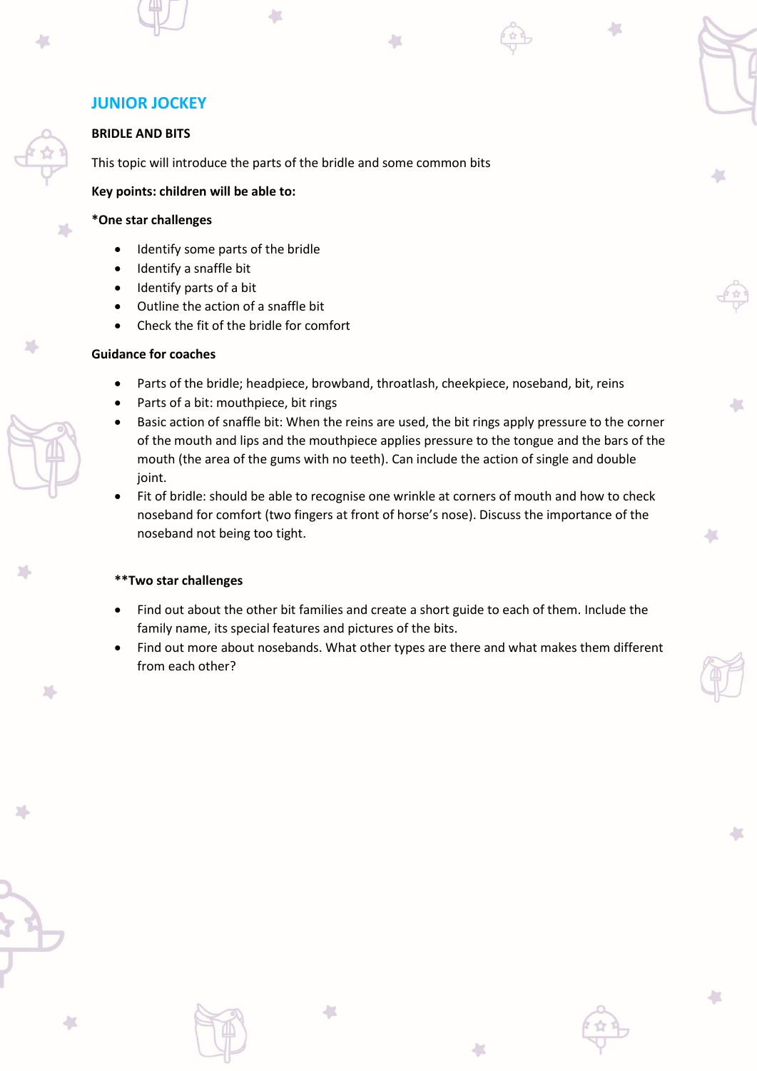## JUNIOR JOCKEY

### BRIDLE AND BITS

This topic will introduce the parts of the bridle and some common bits

**Key points: children will be able to:**

**\*One star challenges**

- Identify some parts of the bridle
- Identify a snaffle bit
- Identify parts of a bit
- Outline the action of a snaffle bit
- Check the fit of the bridle for comfort

**Guidance for coaches**

- Parts of the bridle; headpiece, browband, throatlash, cheekpiece, noseband, bit, reins
- Parts of a bit: mouthpiece, bit rings
- Basic action of snaffle bit: When the reins are used, the bit rings apply pressure to the corner of the mouth and lips and the mouthpiece applies pressure to the tongue and the bars of the mouth (the area of the gums with no teeth). Can include the action of single and double joint.
- Fit of bridle: should be able to recognise one wrinkle at corners of mouth and how to check noseband for comfort (two fingers at front of horse's nose). Discuss the importance of the noseband not being too tight.

**\*\*Two star challenges**

- Find out about the other bit families and create a short guide to each of them. Include the family name, its special features and pictures of the bits.
- Find out more about nosebands. What other types are there and what makes them different from each other?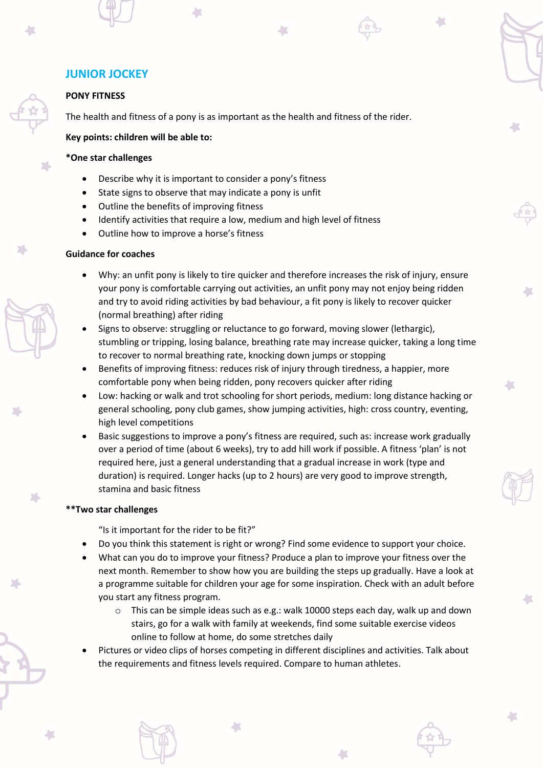## JUNIOR JOCKEY

**PONY FITNESS**

The health and fitness of a pony is as important as the health and fitness of the rider.

**Key points: children will be able to:**

**\*One star challenges**

- Describe why it is important to consider a pony's fitness
- State signs to observe that may indicate a pony is unfit
- Outline the benefits of improving fitness
- Identify activities that require a low, medium and high level of fitness
- Outline how to improve a horse's fitness

**Guidance for coaches**

- Why: an unfit pony is likely to tire quicker and therefore increases the risk of injury, ensure your pony is comfortable carrying out activities, an unfit pony may not enjoy being ridden and try to avoid riding activities by bad behaviour, a fit pony is likely to recover quicker (normal breathing) after riding
- Signs to observe: struggling or reluctance to go forward, moving slower (lethargic), stumbling or tripping, losing balance, breathing rate may increase quicker, taking a long time to recover to normal breathing rate, knocking down jumps or stopping
- Benefits of improving fitness: reduces risk of injury through tiredness, a happier, more comfortable pony when being ridden, pony recovers quicker after riding
- Low: hacking or walk and trot schooling for short periods, medium: long distance hacking or general schooling, pony club games, show jumping activities, high: cross country, eventing, high level competitions
- Basic suggestions to improve a pony's fitness are required, such as: increase work gradually over a period of time (about 6 weeks), try to add hill work if possible. A fitness 'plan' is not required here, just a general understanding that a gradual increase in work (type and duration) is required. Longer hacks (up to 2 hours) are very good to improve strength, stamina and basic fitness

**\*\*Two star challenges**

"Is it important for the rider to be fit?"

- Do you think this statement is right or wrong? Find some evidence to support your choice.
- What can you do to improve your fitness? Produce a plan to improve your fitness over the next month. Remember to show how you are building the steps up gradually. Have a look at a programme suitable for children your age for some inspiration. Check with an adult before you start any fitness program.
    - This can be simple ideas such as e.g.: walk 10000 steps each day, walk up and down stairs, go for a walk with family at weekends, find some suitable exercise videos online to follow at home, do some stretches daily
- Pictures or video clips of horses competing in different disciplines and activities. Talk about the requirements and fitness levels required. Compare to human athletes.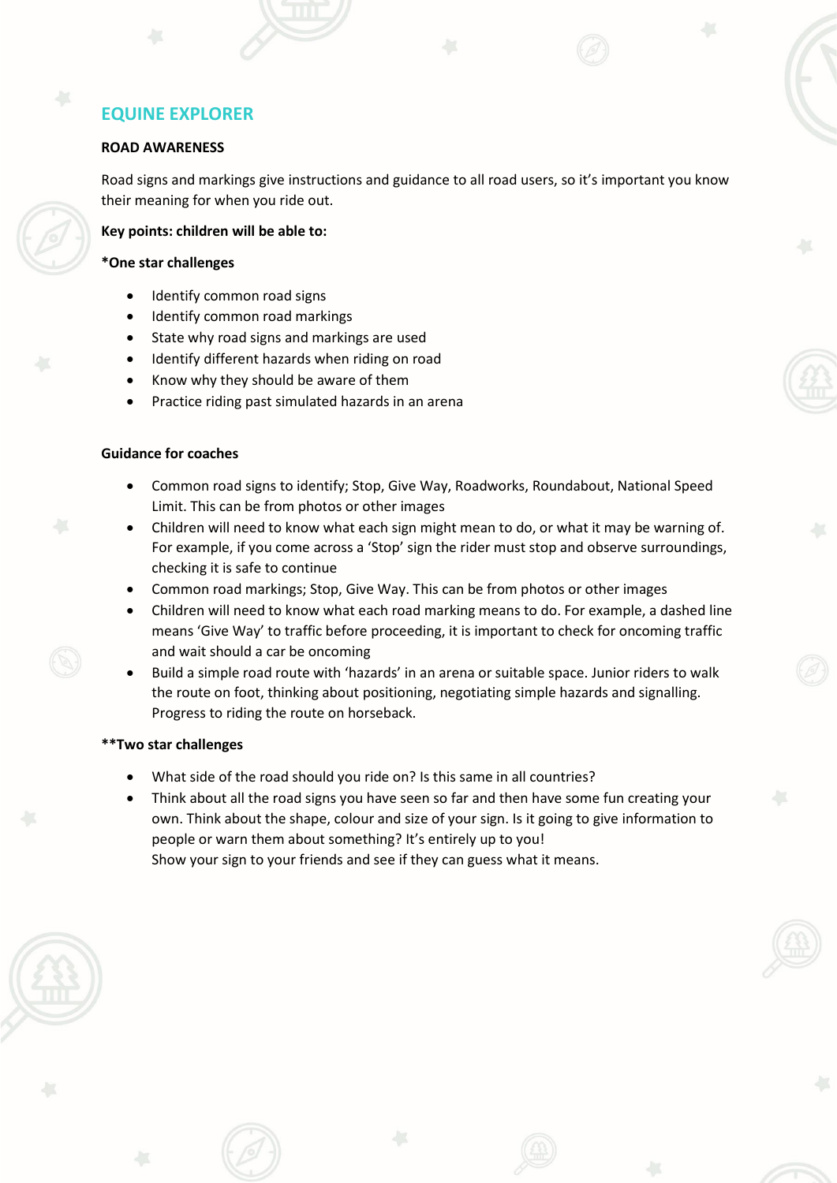## EQUINE EXPLORER

**ROAD AWARENESS**

Road signs and markings give instructions and guidance to all road users, so it's important you know their meaning for when you ride out.

**Key points: children will be able to:**

***One star challenges**

- Identify common road signs
- Identify common road markings
- State why road signs and markings are used
- Identify different hazards when riding on road
- Know why they should be aware of them
- Practice riding past simulated hazards in an arena

**Guidance for coaches**

- Common road signs to identify; Stop, Give Way, Roadworks, Roundabout, National Speed Limit. This can be from photos or other images
- Children will need to know what each sign might mean to do, or what it may be warning of. For example, if you come across a 'Stop' sign the rider must stop and observe surroundings, checking it is safe to continue
- Common road markings; Stop, Give Way. This can be from photos or other images
- Children will need to know what each road marking means to do. For example, a dashed line means 'Give Way' to traffic before proceeding, it is important to check for oncoming traffic and wait should a car be oncoming
- Build a simple road route with 'hazards' in an arena or suitable space. Junior riders to walk the route on foot, thinking about positioning, negotiating simple hazards and signalling. Progress to riding the route on horseback.

****Two star challenges**

- What side of the road should you ride on? Is this same in all countries?
- Think about all the road signs you have seen so far and then have some fun creating your own. Think about the shape, colour and size of your sign. Is it going to give information to people or warn them about something? It's entirely up to you!
  Show your sign to your friends and see if they can guess what it means.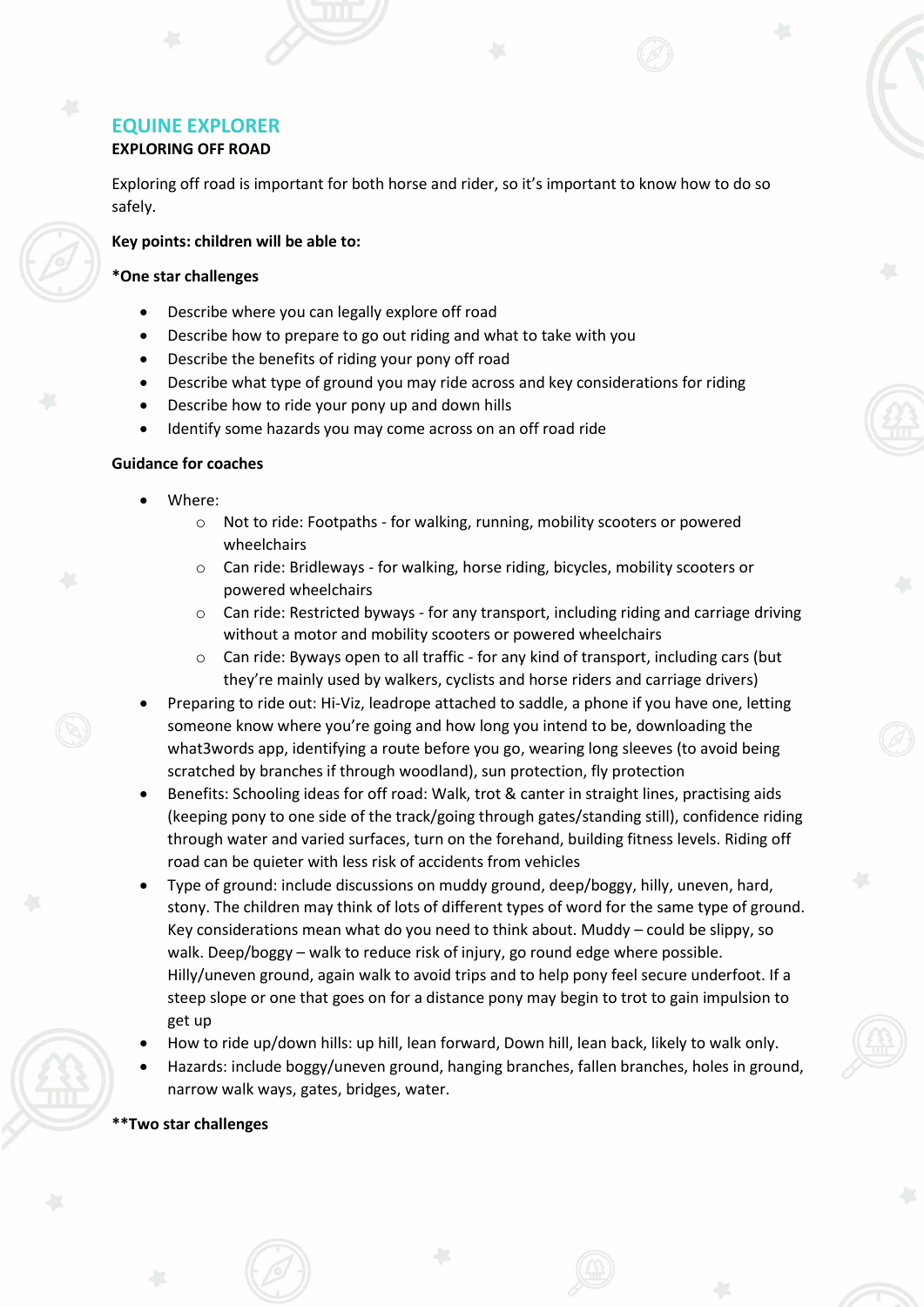## EQUINE EXPLORER

**EXPLORING OFF ROAD**

Exploring off road is important for both horse and rider, so it's important to know how to do so safely.

**Key points: children will be able to:**

***One star challenges**

- Describe where you can legally explore off road
- Describe how to prepare to go out riding and what to take with you
- Describe the benefits of riding your pony off road
- Describe what type of ground you may ride across and key considerations for riding
- Describe how to ride your pony up and down hills
- Identify some hazards you may come across on an off road ride

**Guidance for coaches**

- Where:
    - Not to ride: Footpaths - for walking, running, mobility scooters or powered wheelchairs
    - Can ride: Bridleways - for walking, horse riding, bicycles, mobility scooters or powered wheelchairs
    - Can ride: Restricted byways - for any transport, including riding and carriage driving without a motor and mobility scooters or powered wheelchairs
    - Can ride: Byways open to all traffic - for any kind of transport, including cars (but they're mainly used by walkers, cyclists and horse riders and carriage drivers)
- Preparing to ride out: Hi-Viz, leadrope attached to saddle, a phone if you have one, letting someone know where you're going and how long you intend to be, downloading the what3words app, identifying a route before you go, wearing long sleeves (to avoid being scratched by branches if through woodland), sun protection, fly protection
- Benefits: Schooling ideas for off road: Walk, trot & canter in straight lines, practising aids (keeping pony to one side of the track/going through gates/standing still), confidence riding through water and varied surfaces, turn on the forehand, building fitness levels. Riding off road can be quieter with less risk of accidents from vehicles
- Type of ground: include discussions on muddy ground, deep/boggy, hilly, uneven, hard, stony. The children may think of lots of different types of word for the same type of ground. Key considerations mean what do you need to think about. Muddy – could be slippy, so walk. Deep/boggy – walk to reduce risk of injury, go round edge where possible. Hilly/uneven ground, again walk to avoid trips and to help pony feel secure underfoot. If a steep slope or one that goes on for a distance pony may begin to trot to gain impulsion to get up
- How to ride up/down hills: up hill, lean forward, Down hill, lean back, likely to walk only.
- Hazards: include boggy/uneven ground, hanging branches, fallen branches, holes in ground, narrow walk ways, gates, bridges, water.

****Two star challenges**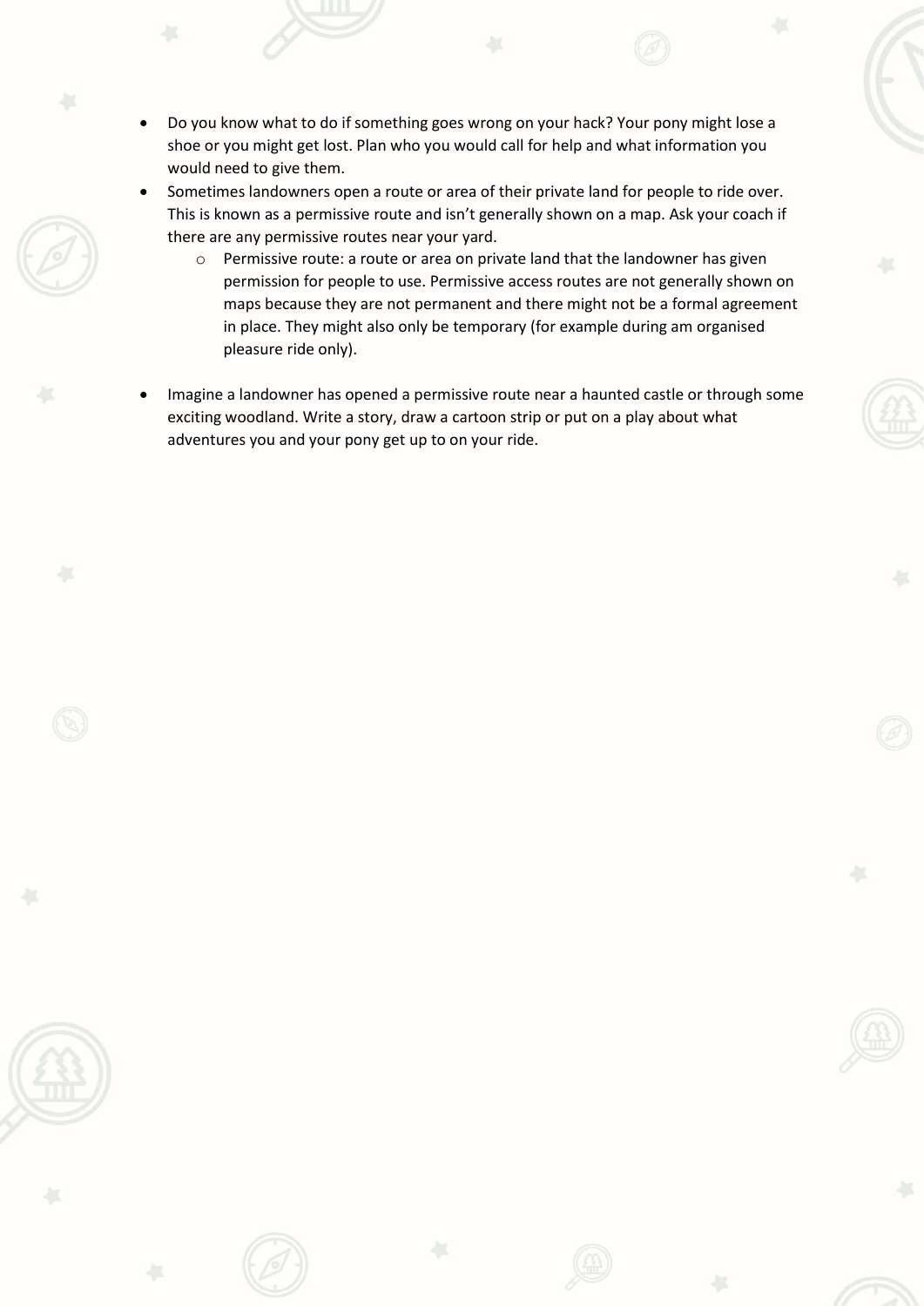- Do you know what to do if something goes wrong on your hack? Your pony might lose a shoe or you might get lost. Plan who you would call for help and what information you would need to give them.
- Sometimes landowners open a route or area of their private land for people to ride over. This is known as a permissive route and isn't generally shown on a map. Ask your coach if there are any permissive routes near your yard.
    - Permissive route: a route or area on private land that the landowner has given permission for people to use. Permissive access routes are not generally shown on maps because they are not permanent and there might not be a formal agreement in place. They might also only be temporary (for example during am organised pleasure ride only).

- Imagine a landowner has opened a permissive route near a haunted castle or through some exciting woodland. Write a story, draw a cartoon strip or put on a play about what adventures you and your pony get up to on your ride.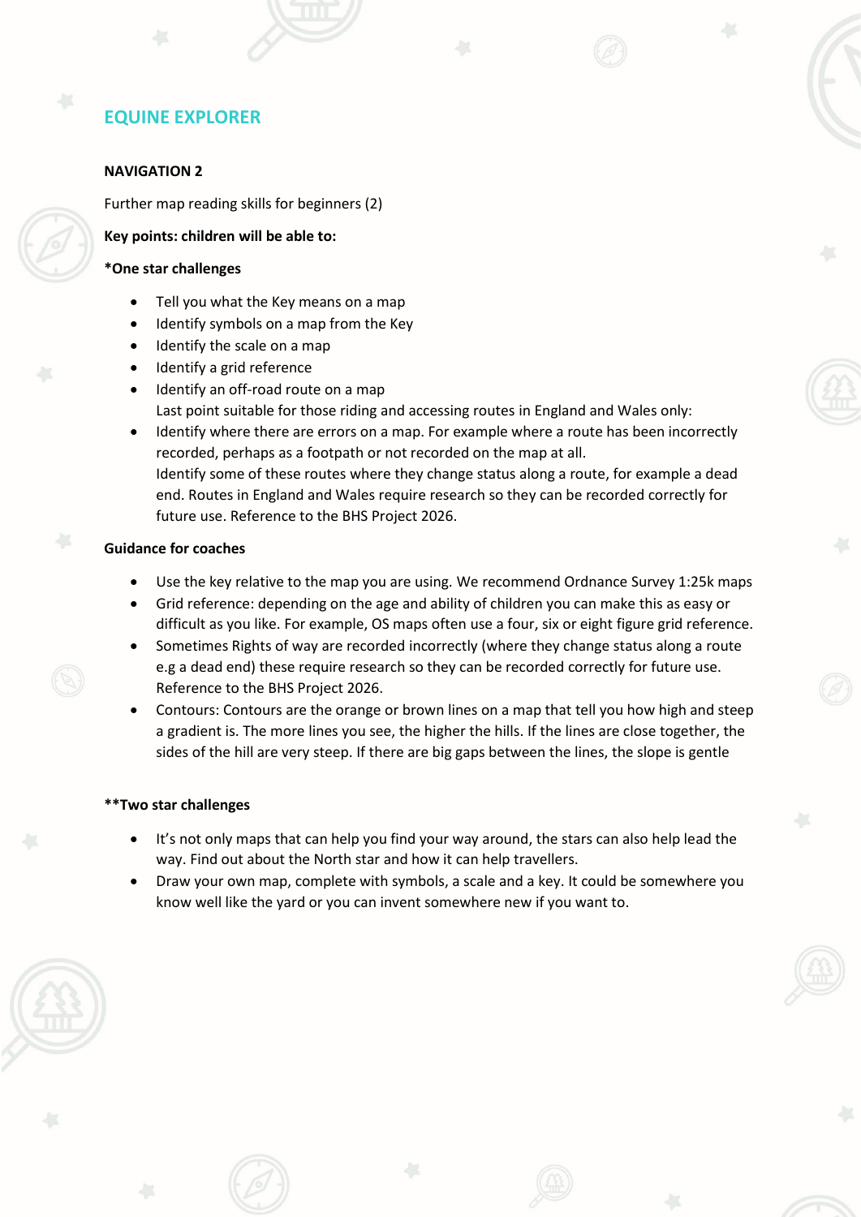# EQUINE EXPLORER

## NAVIGATION 2

Further map reading skills for beginners (2)

**Key points: children will be able to:**

**\*One star challenges**

- Tell you what the Key means on a map
- Identify symbols on a map from the Key
- Identify the scale on a map
- Identify a grid reference
- Identify an off-road route on a map
  Last point suitable for those riding and accessing routes in England and Wales only:
- Identify where there are errors on a map. For example where a route has been incorrectly recorded, perhaps as a footpath or not recorded on the map at all.
  Identify some of these routes where they change status along a route, for example a dead end. Routes in England and Wales require research so they can be recorded correctly for future use. Reference to the BHS Project 2026.

**Guidance for coaches**

- Use the key relative to the map you are using. We recommend Ordnance Survey 1:25k maps
- Grid reference: depending on the age and ability of children you can make this as easy or difficult as you like. For example, OS maps often use a four, six or eight figure grid reference.
- Sometimes Rights of way are recorded incorrectly (where they change status along a route e.g a dead end) these require research so they can be recorded correctly for future use. Reference to the BHS Project 2026.
- Contours: Contours are the orange or brown lines on a map that tell you how high and steep a gradient is. The more lines you see, the higher the hills. If the lines are close together, the sides of the hill are very steep. If there are big gaps between the lines, the slope is gentle

**\*\*Two star challenges**

- It's not only maps that can help you find your way around, the stars can also help lead the way. Find out about the North star and how it can help travellers.
- Draw your own map, complete with symbols, a scale and a key. It could be somewhere you know well like the yard or you can invent somewhere new if you want to.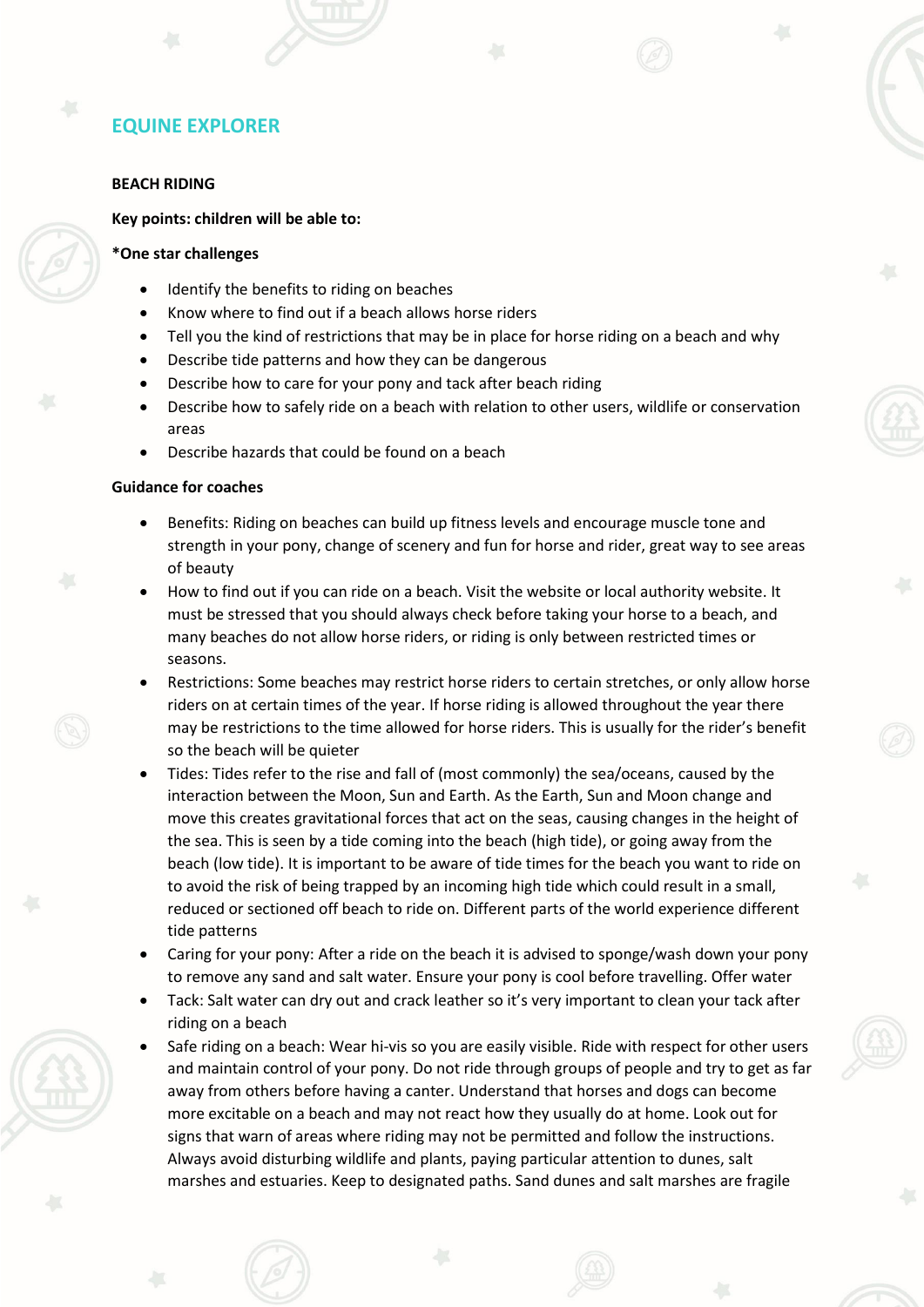## EQUINE EXPLORER

### BEACH RIDING

**Key points: children will be able to:**

***One star challenges**

- Identify the benefits to riding on beaches
- Know where to find out if a beach allows horse riders
- Tell you the kind of restrictions that may be in place for horse riding on a beach and why
- Describe tide patterns and how they can be dangerous
- Describe how to care for your pony and tack after beach riding
- Describe how to safely ride on a beach with relation to other users, wildlife or conservation areas
- Describe hazards that could be found on a beach

**Guidance for coaches**

- Benefits: Riding on beaches can build up fitness levels and encourage muscle tone and strength in your pony, change of scenery and fun for horse and rider, great way to see areas of beauty
- How to find out if you can ride on a beach. Visit the website or local authority website. It must be stressed that you should always check before taking your horse to a beach, and many beaches do not allow horse riders, or riding is only between restricted times or seasons.
- Restrictions: Some beaches may restrict horse riders to certain stretches, or only allow horse riders on at certain times of the year. If horse riding is allowed throughout the year there may be restrictions to the time allowed for horse riders. This is usually for the rider's benefit so the beach will be quieter
- Tides: Tides refer to the rise and fall of (most commonly) the sea/oceans, caused by the interaction between the Moon, Sun and Earth. As the Earth, Sun and Moon change and move this creates gravitational forces that act on the seas, causing changes in the height of the sea. This is seen by a tide coming into the beach (high tide), or going away from the beach (low tide). It is important to be aware of tide times for the beach you want to ride on to avoid the risk of being trapped by an incoming high tide which could result in a small, reduced or sectioned off beach to ride on. Different parts of the world experience different tide patterns
- Caring for your pony: After a ride on the beach it is advised to sponge/wash down your pony to remove any sand and salt water. Ensure your pony is cool before travelling. Offer water
- Tack: Salt water can dry out and crack leather so it's very important to clean your tack after riding on a beach
- Safe riding on a beach: Wear hi-vis so you are easily visible. Ride with respect for other users and maintain control of your pony. Do not ride through groups of people and try to get as far away from others before having a canter. Understand that horses and dogs can become more excitable on a beach and may not react how they usually do at home. Look out for signs that warn of areas where riding may not be permitted and follow the instructions. Always avoid disturbing wildlife and plants, paying particular attention to dunes, salt marshes and estuaries. Keep to designated paths. Sand dunes and salt marshes are fragile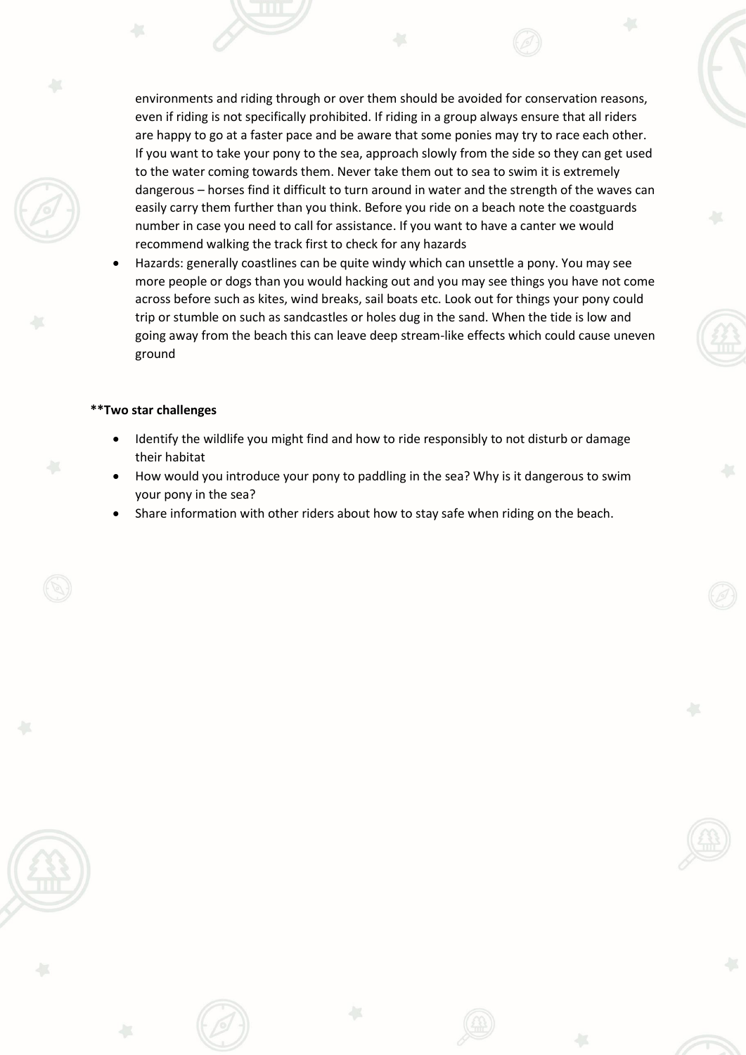environments and riding through or over them should be avoided for conservation reasons, even if riding is not specifically prohibited. If riding in a group always ensure that all riders are happy to go at a faster pace and be aware that some ponies may try to race each other. If you want to take your pony to the sea, approach slowly from the side so they can get used to the water coming towards them. Never take them out to sea to swim it is extremely dangerous – horses find it difficult to turn around in water and the strength of the waves can easily carry them further than you think. Before you ride on a beach note the coastguards number in case you need to call for assistance. If you want to have a canter we would recommend walking the track first to check for any hazards

- Hazards: generally coastlines can be quite windy which can unsettle a pony. You may see more people or dogs than you would hacking out and you may see things you have not come across before such as kites, wind breaks, sail boats etc. Look out for things your pony could trip or stumble on such as sandcastles or holes dug in the sand. When the tide is low and going away from the beach this can leave deep stream-like effects which could cause uneven ground

**\*\*Two star challenges**

- Identify the wildlife you might find and how to ride responsibly to not disturb or damage their habitat
- How would you introduce your pony to paddling in the sea? Why is it dangerous to swim your pony in the sea?
- Share information with other riders about how to stay safe when riding on the beach.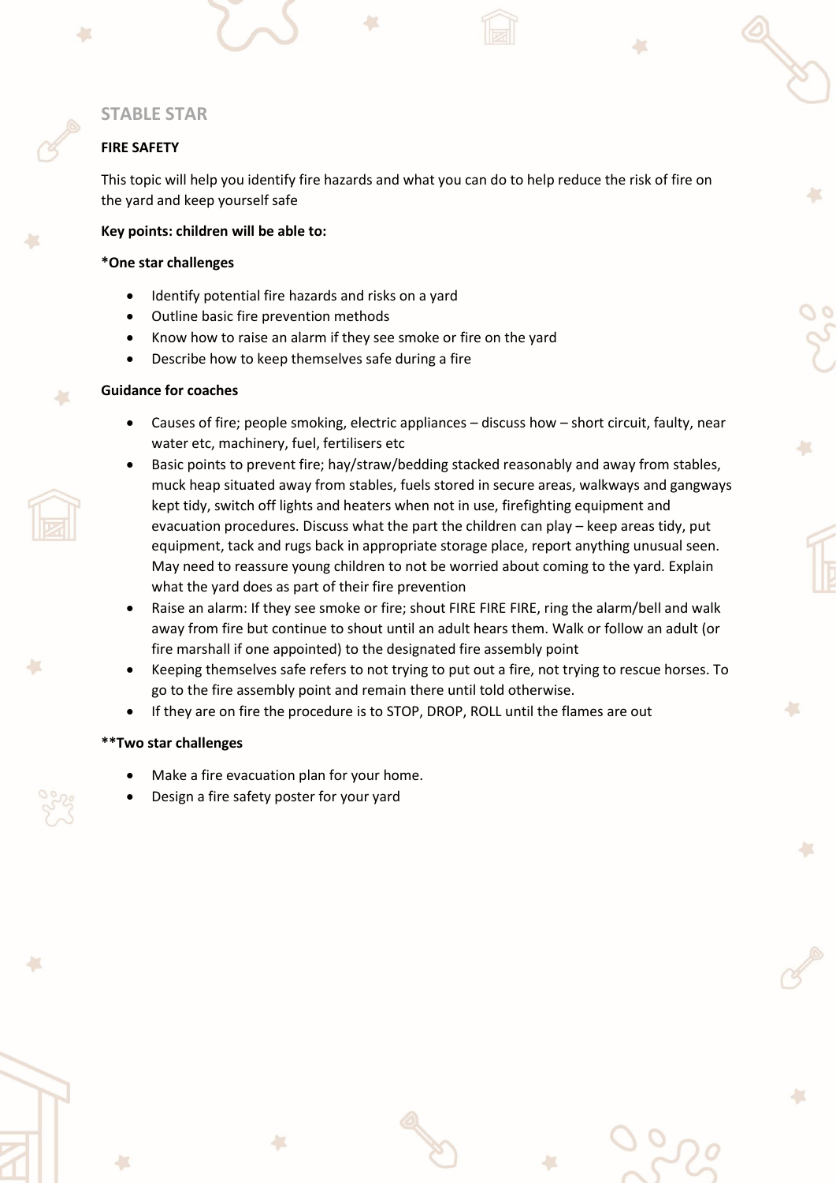## STABLE STAR

### FIRE SAFETY

This topic will help you identify fire hazards and what you can do to help reduce the risk of fire on the yard and keep yourself safe

**Key points: children will be able to:**

**\*One star challenges**

- Identify potential fire hazards and risks on a yard
- Outline basic fire prevention methods
- Know how to raise an alarm if they see smoke or fire on the yard
- Describe how to keep themselves safe during a fire

**Guidance for coaches**

- Causes of fire; people smoking, electric appliances – discuss how – short circuit, faulty, near water etc, machinery, fuel, fertilisers etc
- Basic points to prevent fire; hay/straw/bedding stacked reasonably and away from stables, muck heap situated away from stables, fuels stored in secure areas, walkways and gangways kept tidy, switch off lights and heaters when not in use, firefighting equipment and evacuation procedures. Discuss what the part the children can play – keep areas tidy, put equipment, tack and rugs back in appropriate storage place, report anything unusual seen. May need to reassure young children to not be worried about coming to the yard. Explain what the yard does as part of their fire prevention
- Raise an alarm: If they see smoke or fire; shout FIRE FIRE FIRE, ring the alarm/bell and walk away from fire but continue to shout until an adult hears them. Walk or follow an adult (or fire marshall if one appointed) to the designated fire assembly point
- Keeping themselves safe refers to not trying to put out a fire, not trying to rescue horses. To go to the fire assembly point and remain there until told otherwise.
- If they are on fire the procedure is to STOP, DROP, ROLL until the flames are out

**\*\*Two star challenges**

- Make a fire evacuation plan for your home.
- Design a fire safety poster for your yard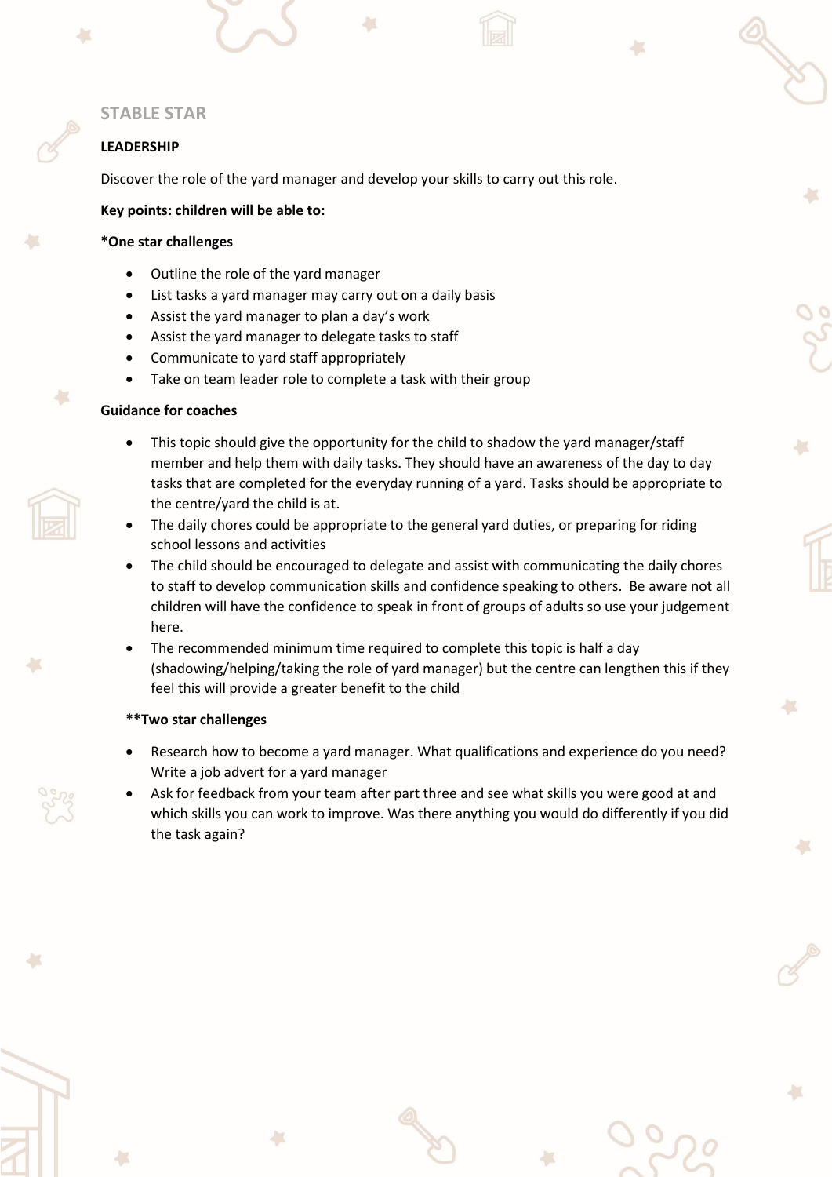## STABLE STAR

### LEADERSHIP

Discover the role of the yard manager and develop your skills to carry out this role.

**Key points: children will be able to:**

**\*One star challenges**

- Outline the role of the yard manager
- List tasks a yard manager may carry out on a daily basis
- Assist the yard manager to plan a day's work
- Assist the yard manager to delegate tasks to staff
- Communicate to yard staff appropriately
- Take on team leader role to complete a task with their group

**Guidance for coaches**

- This topic should give the opportunity for the child to shadow the yard manager/staff member and help them with daily tasks. They should have an awareness of the day to day tasks that are completed for the everyday running of a yard. Tasks should be appropriate to the centre/yard the child is at.
- The daily chores could be appropriate to the general yard duties, or preparing for riding school lessons and activities
- The child should be encouraged to delegate and assist with communicating the daily chores to staff to develop communication skills and confidence speaking to others. Be aware not all children will have the confidence to speak in front of groups of adults so use your judgement here.
- The recommended minimum time required to complete this topic is half a day (shadowing/helping/taking the role of yard manager) but the centre can lengthen this if they feel this will provide a greater benefit to the child

**\*\*Two star challenges**

- Research how to become a yard manager. What qualifications and experience do you need? Write a job advert for a yard manager
- Ask for feedback from your team after part three and see what skills you were good at and which skills you can work to improve. Was there anything you would do differently if you did the task again?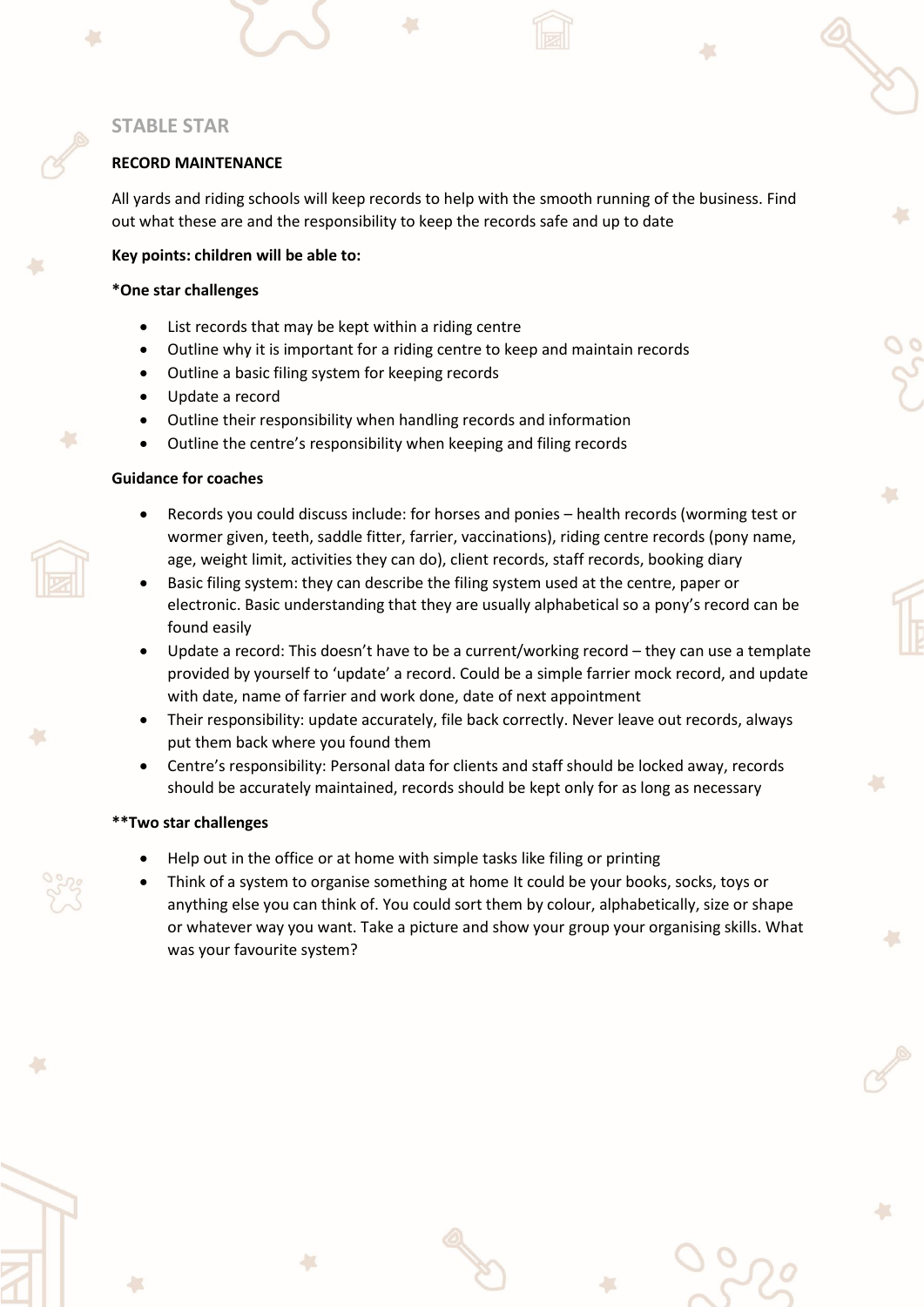## STABLE STAR

**RECORD MAINTENANCE**

All yards and riding schools will keep records to help with the smooth running of the business. Find out what these are and the responsibility to keep the records safe and up to date

**Key points: children will be able to:**

***One star challenges**

- List records that may be kept within a riding centre
- Outline why it is important for a riding centre to keep and maintain records
- Outline a basic filing system for keeping records
- Update a record
- Outline their responsibility when handling records and information
- Outline the centre's responsibility when keeping and filing records

**Guidance for coaches**

- Records you could discuss include: for horses and ponies – health records (worming test or wormer given, teeth, saddle fitter, farrier, vaccinations), riding centre records (pony name, age, weight limit, activities they can do), client records, staff records, booking diary
- Basic filing system: they can describe the filing system used at the centre, paper or electronic. Basic understanding that they are usually alphabetical so a pony's record can be found easily
- Update a record: This doesn't have to be a current/working record – they can use a template provided by yourself to 'update' a record. Could be a simple farrier mock record, and update with date, name of farrier and work done, date of next appointment
- Their responsibility: update accurately, file back correctly. Never leave out records, always put them back where you found them
- Centre's responsibility: Personal data for clients and staff should be locked away, records should be accurately maintained, records should be kept only for as long as necessary

****Two star challenges**

- Help out in the office or at home with simple tasks like filing or printing
- Think of a system to organise something at home It could be your books, socks, toys or anything else you can think of. You could sort them by colour, alphabetically, size or shape or whatever way you want. Take a picture and show your group your organising skills. What was your favourite system?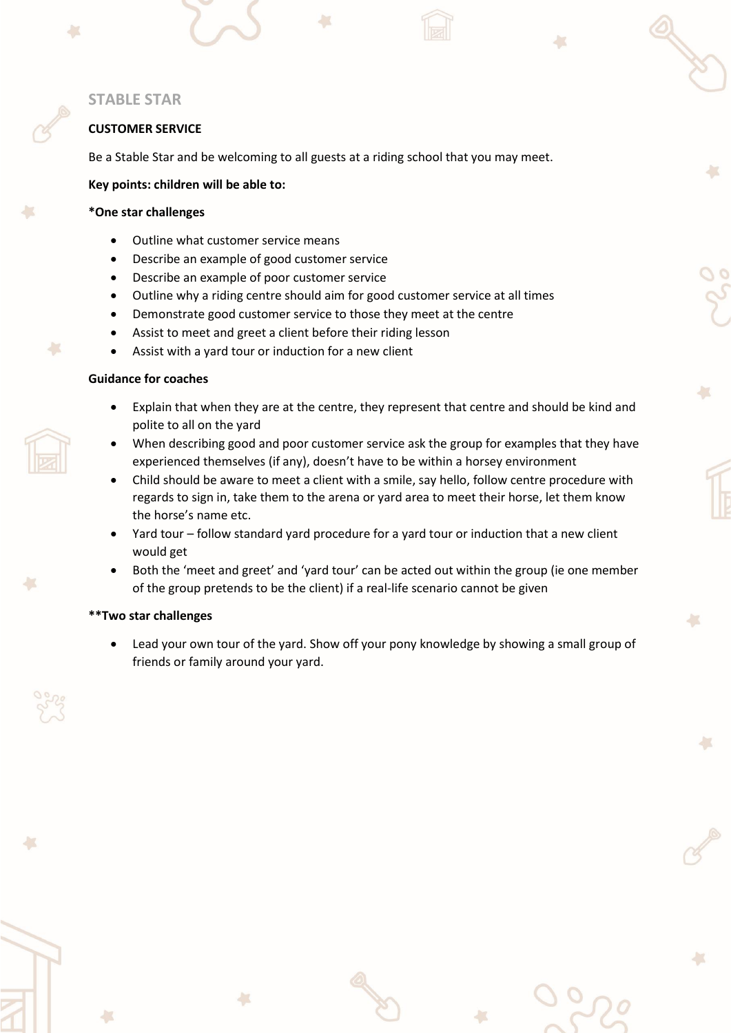## STABLE STAR

**CUSTOMER SERVICE**

Be a Stable Star and be welcoming to all guests at a riding school that you may meet.

**Key points: children will be able to:**

**\*One star challenges**

- Outline what customer service means
- Describe an example of good customer service
- Describe an example of poor customer service
- Outline why a riding centre should aim for good customer service at all times
- Demonstrate good customer service to those they meet at the centre
- Assist to meet and greet a client before their riding lesson
- Assist with a yard tour or induction for a new client

**Guidance for coaches**

- Explain that when they are at the centre, they represent that centre and should be kind and polite to all on the yard
- When describing good and poor customer service ask the group for examples that they have experienced themselves (if any), doesn't have to be within a horsey environment
- Child should be aware to meet a client with a smile, say hello, follow centre procedure with regards to sign in, take them to the arena or yard area to meet their horse, let them know the horse's name etc.
- Yard tour – follow standard yard procedure for a yard tour or induction that a new client would get
- Both the 'meet and greet' and 'yard tour' can be acted out within the group (ie one member of the group pretends to be the client) if a real-life scenario cannot be given

**\*\*Two star challenges**

- Lead your own tour of the yard. Show off your pony knowledge by showing a small group of friends or family around your yard.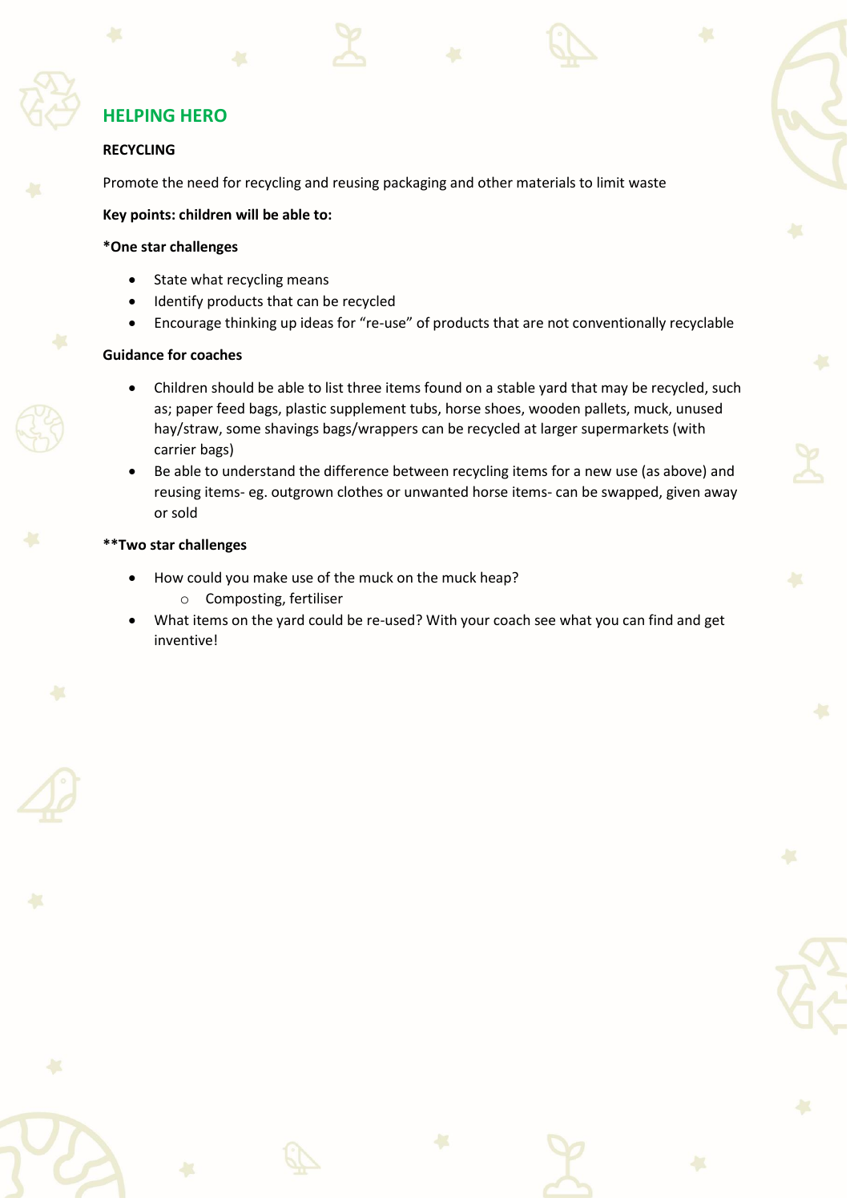## HELPING HERO

**RECYCLING**

Promote the need for recycling and reusing packaging and other materials to limit waste

**Key points: children will be able to:**

**\*One star challenges**

- State what recycling means
- Identify products that can be recycled
- Encourage thinking up ideas for "re-use" of products that are not conventionally recyclable

**Guidance for coaches**

- Children should be able to list three items found on a stable yard that may be recycled, such as; paper feed bags, plastic supplement tubs, horse shoes, wooden pallets, muck, unused hay/straw, some shavings bags/wrappers can be recycled at larger supermarkets (with carrier bags)
- Be able to understand the difference between recycling items for a new use (as above) and reusing items- eg. outgrown clothes or unwanted horse items- can be swapped, given away or sold

**\*\*Two star challenges**

- How could you make use of the muck on the muck heap?
  - Composting, fertiliser
- What items on the yard could be re-used? With your coach see what you can find and get inventive!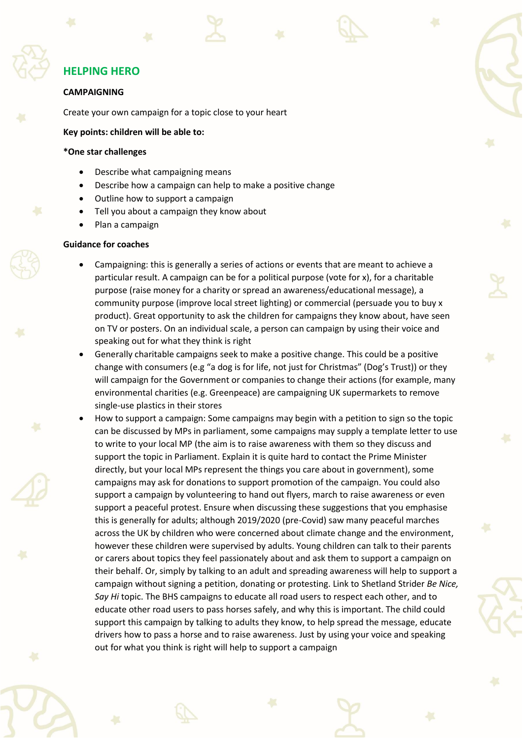## HELPING HERO

**CAMPAIGNING**

Create your own campaign for a topic close to your heart

**Key points: children will be able to:**

***One star challenges**

- Describe what campaigning means
- Describe how a campaign can help to make a positive change
- Outline how to support a campaign
- Tell you about a campaign they know about
- Plan a campaign

**Guidance for coaches**

- Campaigning: this is generally a series of actions or events that are meant to achieve a particular result. A campaign can be for a political purpose (vote for x), for a charitable purpose (raise money for a charity or spread an awareness/educational message), a community purpose (improve local street lighting) or commercial (persuade you to buy x product). Great opportunity to ask the children for campaigns they know about, have seen on TV or posters. On an individual scale, a person can campaign by using their voice and speaking out for what they think is right
- Generally charitable campaigns seek to make a positive change. This could be a positive change with consumers (e.g "a dog is for life, not just for Christmas" (Dog's Trust)) or they will campaign for the Government or companies to change their actions (for example, many environmental charities (e.g. Greenpeace) are campaigning UK supermarkets to remove single-use plastics in their stores
- How to support a campaign: Some campaigns may begin with a petition to sign so the topic can be discussed by MPs in parliament, some campaigns may supply a template letter to use to write to your local MP (the aim is to raise awareness with them so they discuss and support the topic in Parliament. Explain it is quite hard to contact the Prime Minister directly, but your local MPs represent the things you care about in government), some campaigns may ask for donations to support promotion of the campaign. You could also support a campaign by volunteering to hand out flyers, march to raise awareness or even support a peaceful protest. Ensure when discussing these suggestions that you emphasise this is generally for adults; although 2019/2020 (pre-Covid) saw many peaceful marches across the UK by children who were concerned about climate change and the environment, however these children were supervised by adults. Young children can talk to their parents or carers about topics they feel passionately about and ask them to support a campaign on their behalf. Or, simply by talking to an adult and spreading awareness will help to support a campaign without signing a petition, donating or protesting. Link to Shetland Strider *Be Nice, Say Hi* topic. The BHS campaigns to educate all road users to respect each other, and to educate other road users to pass horses safely, and why this is important. The child could support this campaign by talking to adults they know, to help spread the message, educate drivers how to pass a horse and to raise awareness. Just by using your voice and speaking out for what you think is right will help to support a campaign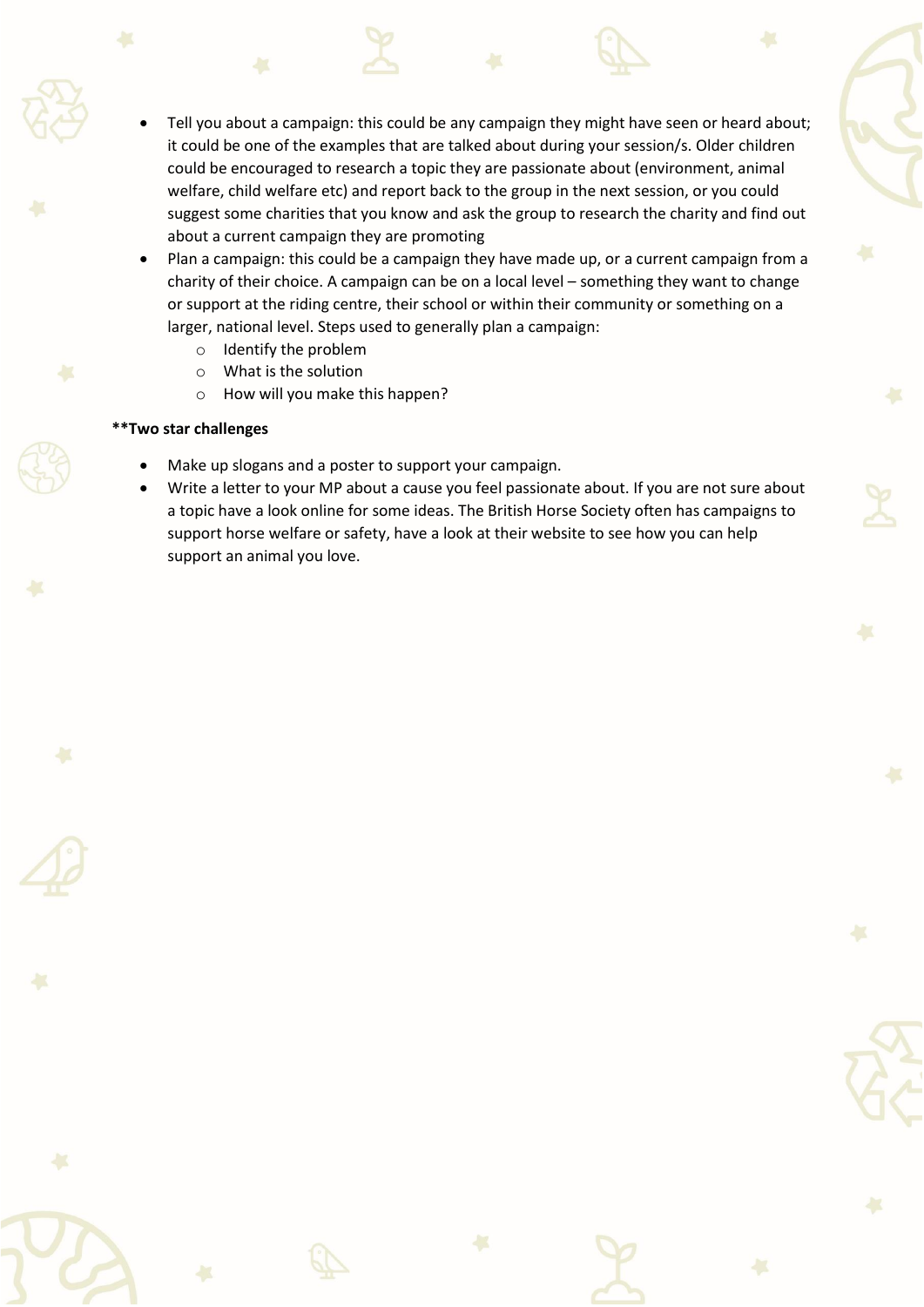- Tell you about a campaign: this could be any campaign they might have seen or heard about; it could be one of the examples that are talked about during your session/s. Older children could be encouraged to research a topic they are passionate about (environment, animal welfare, child welfare etc) and report back to the group in the next session, or you could suggest some charities that you know and ask the group to research the charity and find out about a current campaign they are promoting
- Plan a campaign: this could be a campaign they have made up, or a current campaign from a charity of their choice. A campaign can be on a local level – something they want to change or support at the riding centre, their school or within their community or something on a larger, national level. Steps used to generally plan a campaign:
  - Identify the problem
  - What is the solution
  - How will you make this happen?

**\*\*Two star challenges**

- Make up slogans and a poster to support your campaign.
- Write a letter to your MP about a cause you feel passionate about. If you are not sure about a topic have a look online for some ideas. The British Horse Society often has campaigns to support horse welfare or safety, have a look at their website to see how you can help support an animal you love.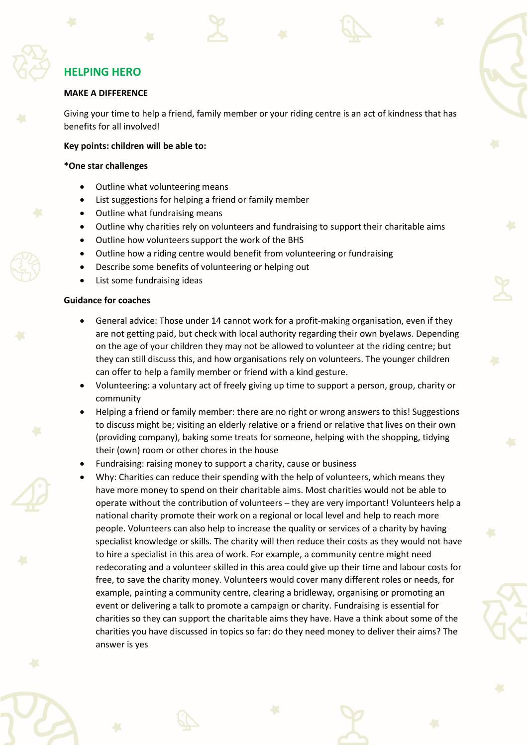## HELPING HERO

**MAKE A DIFFERENCE**

Giving your time to help a friend, family member or your riding centre is an act of kindness that has benefits for all involved!

**Key points: children will be able to:**

***One star challenges**

- Outline what volunteering means
- List suggestions for helping a friend or family member
- Outline what fundraising means
- Outline why charities rely on volunteers and fundraising to support their charitable aims
- Outline how volunteers support the work of the BHS
- Outline how a riding centre would benefit from volunteering or fundraising
- Describe some benefits of volunteering or helping out
- List some fundraising ideas

**Guidance for coaches**

- General advice: Those under 14 cannot work for a profit-making organisation, even if they are not getting paid, but check with local authority regarding their own byelaws. Depending on the age of your children they may not be allowed to volunteer at the riding centre; but they can still discuss this, and how organisations rely on volunteers. The younger children can offer to help a family member or friend with a kind gesture.
- Volunteering: a voluntary act of freely giving up time to support a person, group, charity or community
- Helping a friend or family member: there are no right or wrong answers to this! Suggestions to discuss might be; visiting an elderly relative or a friend or relative that lives on their own (providing company), baking some treats for someone, helping with the shopping, tidying their (own) room or other chores in the house
- Fundraising: raising money to support a charity, cause or business
- Why: Charities can reduce their spending with the help of volunteers, which means they have more money to spend on their charitable aims. Most charities would not be able to operate without the contribution of volunteers – they are very important! Volunteers help a national charity promote their work on a regional or local level and help to reach more people. Volunteers can also help to increase the quality or services of a charity by having specialist knowledge or skills. The charity will then reduce their costs as they would not have to hire a specialist in this area of work. For example, a community centre might need redecorating and a volunteer skilled in this area could give up their time and labour costs for free, to save the charity money. Volunteers would cover many different roles or needs, for example, painting a community centre, clearing a bridleway, organising or promoting an event or delivering a talk to promote a campaign or charity. Fundraising is essential for charities so they can support the charitable aims they have. Have a think about some of the charities you have discussed in topics so far: do they need money to deliver their aims? The answer is yes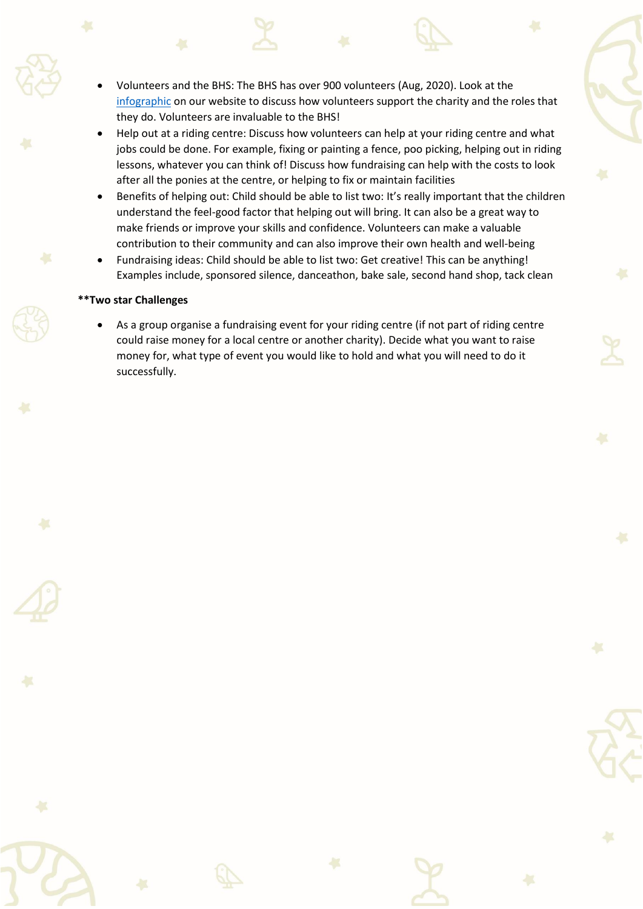- Volunteers and the BHS: The BHS has over 900 volunteers (Aug, 2020). Look at the infographic on our website to discuss how volunteers support the charity and the roles that they do. Volunteers are invaluable to the BHS!
- Help out at a riding centre: Discuss how volunteers can help at your riding centre and what jobs could be done. For example, fixing or painting a fence, poo picking, helping out in riding lessons, whatever you can think of! Discuss how fundraising can help with the costs to look after all the ponies at the centre, or helping to fix or maintain facilities
- Benefits of helping out: Child should be able to list two: It's really important that the children understand the feel-good factor that helping out will bring. It can also be a great way to make friends or improve your skills and confidence. Volunteers can make a valuable contribution to their community and can also improve their own health and well-being
- Fundraising ideas: Child should be able to list two: Get creative! This can be anything! Examples include, sponsored silence, danceathon, bake sale, second hand shop, tack clean

**\*\*Two star Challenges**

- As a group organise a fundraising event for your riding centre (if not part of riding centre could raise money for a local centre or another charity). Decide what you want to raise money for, what type of event you would like to hold and what you will need to do it successfully.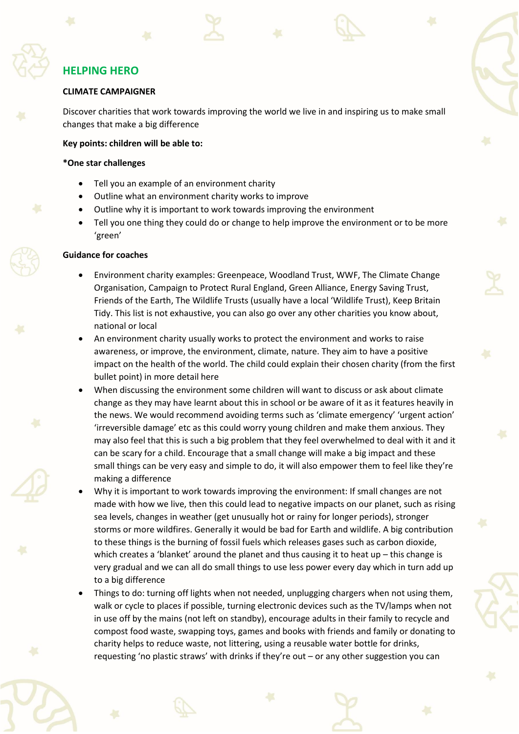## HELPING HERO

**CLIMATE CAMPAIGNER**

Discover charities that work towards improving the world we live in and inspiring us to make small changes that make a big difference

**Key points: children will be able to:**

***One star challenges**

- Tell you an example of an environment charity
- Outline what an environment charity works to improve
- Outline why it is important to work towards improving the environment
- Tell you one thing they could do or change to help improve the environment or to be more 'green'

**Guidance for coaches**

- Environment charity examples: Greenpeace, Woodland Trust, WWF, The Climate Change Organisation, Campaign to Protect Rural England, Green Alliance, Energy Saving Trust, Friends of the Earth, The Wildlife Trusts (usually have a local 'Wildlife Trust), Keep Britain Tidy. This list is not exhaustive, you can also go over any other charities you know about, national or local
- An environment charity usually works to protect the environment and works to raise awareness, or improve, the environment, climate, nature. They aim to have a positive impact on the health of the world. The child could explain their chosen charity (from the first bullet point) in more detail here
- When discussing the environment some children will want to discuss or ask about climate change as they may have learnt about this in school or be aware of it as it features heavily in the news. We would recommend avoiding terms such as 'climate emergency' 'urgent action' 'irreversible damage' etc as this could worry young children and make them anxious. They may also feel that this is such a big problem that they feel overwhelmed to deal with it and it can be scary for a child. Encourage that a small change will make a big impact and these small things can be very easy and simple to do, it will also empower them to feel like they're making a difference
- Why it is important to work towards improving the environment: If small changes are not made with how we live, then this could lead to negative impacts on our planet, such as rising sea levels, changes in weather (get unusually hot or rainy for longer periods), stronger storms or more wildfires. Generally it would be bad for Earth and wildlife. A big contribution to these things is the burning of fossil fuels which releases gases such as carbon dioxide, which creates a 'blanket' around the planet and thus causing it to heat up – this change is very gradual and we can all do small things to use less power every day which in turn add up to a big difference
- Things to do: turning off lights when not needed, unplugging chargers when not using them, walk or cycle to places if possible, turning electronic devices such as the TV/lamps when not in use off by the mains (not left on standby), encourage adults in their family to recycle and compost food waste, swapping toys, games and books with friends and family or donating to charity helps to reduce waste, not littering, using a reusable water bottle for drinks, requesting 'no plastic straws' with drinks if they're out – or any other suggestion you can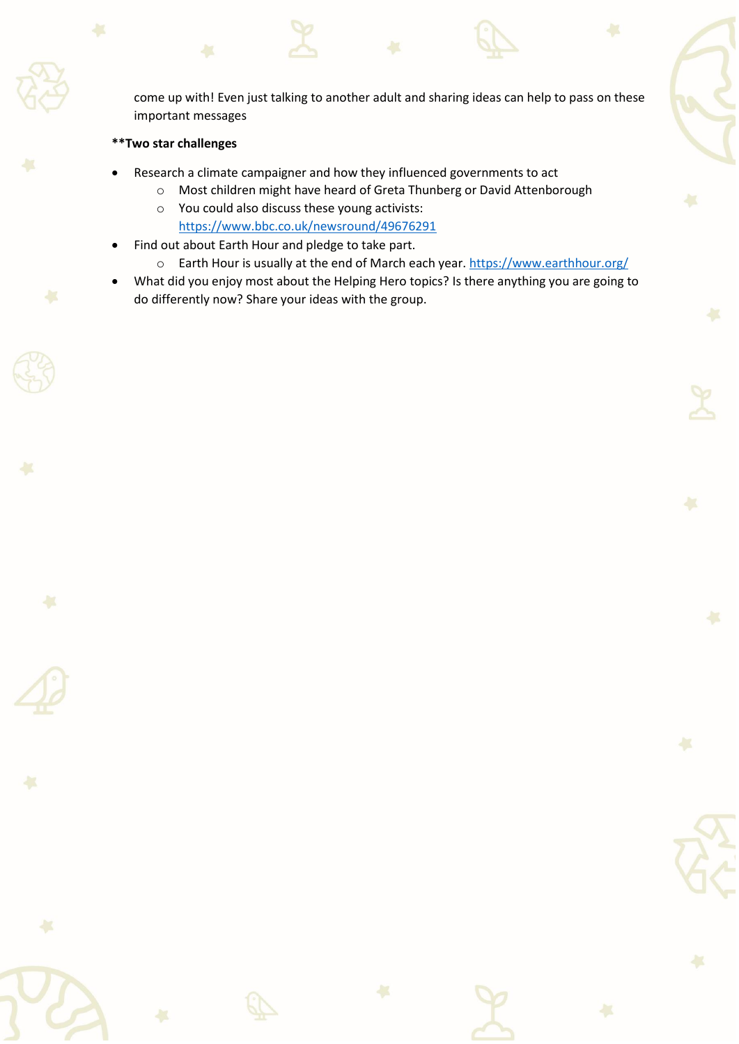come up with! Even just talking to another adult and sharing ideas can help to pass on these important messages

**\*\*Two star challenges**

- Research a climate campaigner and how they influenced governments to act
  - Most children might have heard of Greta Thunberg or David Attenborough
  - You could also discuss these young activists: https://www.bbc.co.uk/newsround/49676291
- Find out about Earth Hour and pledge to take part.
  - Earth Hour is usually at the end of March each year. https://www.earthhour.org/
- What did you enjoy most about the Helping Hero topics? Is there anything you are going to do differently now? Share your ideas with the group.